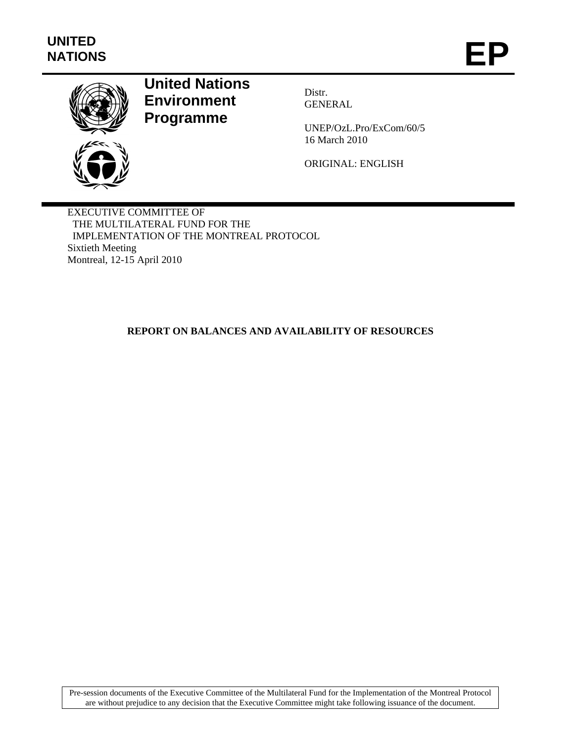**UNITED NATIONS**

# EP

**United Nations Environment Programme**

Distr.
GENERAL

UNEP/OzL.Pro/ExCom/60/5
16 March 2010

ORIGINAL: ENGLISH

EXECUTIVE COMMITTEE OF
THE MULTILATERAL FUND FOR THE
IMPLEMENTATION OF THE MONTREAL PROTOCOL
Sixtieth Meeting
Montreal, 12-15 April 2010

## REPORT ON BALANCES AND AVAILABILITY OF RESOURCES

Pre-session documents of the Executive Committee of the Multilateral Fund for the Implementation of the Montreal Protocol are without prejudice to any decision that the Executive Committee might take following issuance of the document.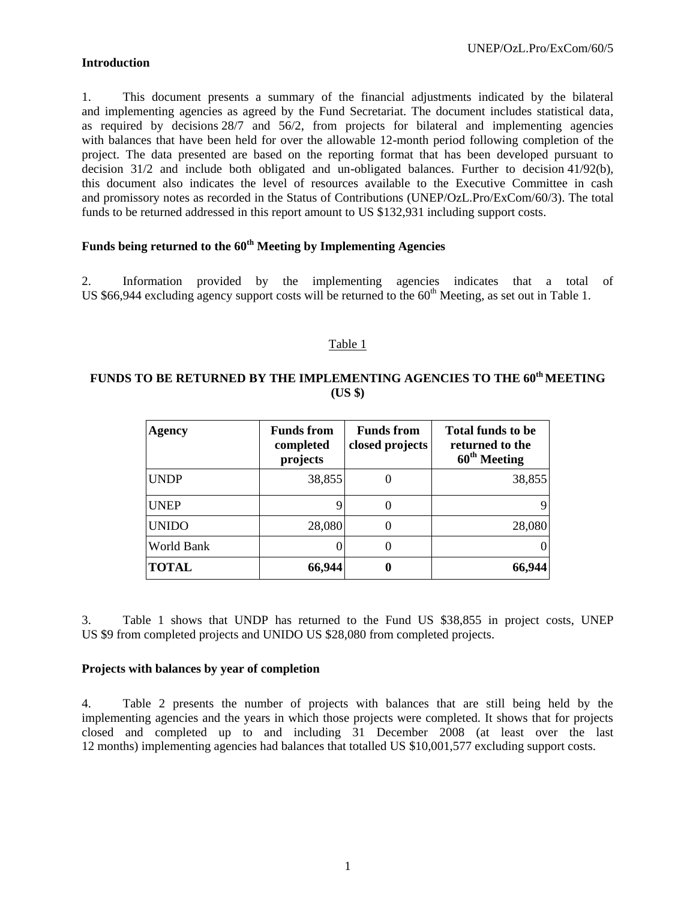## Introduction

1. This document presents a summary of the financial adjustments indicated by the bilateral and implementing agencies as agreed by the Fund Secretariat. The document includes statistical data, as required by decisions 28/7 and 56/2, from projects for bilateral and implementing agencies with balances that have been held for over the allowable 12-month period following completion of the project. The data presented are based on the reporting format that has been developed pursuant to decision 31/2 and include both obligated and un-obligated balances. Further to decision 41/92(b), this document also indicates the level of resources available to the Executive Committee in cash and promissory notes as recorded in the Status of Contributions (UNEP/OzL.Pro/ExCom/60/3). The total funds to be returned addressed in this report amount to US $132,931 including support costs.

## Funds being returned to the 60th Meeting by Implementing Agencies

2. Information provided by the implementing agencies indicates that a total of US $66,944 excluding agency support costs will be returned to the 60th Meeting, as set out in Table 1.

Table 1

**FUNDS TO BE RETURNED BY THE IMPLEMENTING AGENCIES TO THE 60th MEETING (US $)**

| Agency | Funds from completed projects | Funds from closed projects | Total funds to be returned to the 60th Meeting |
|---|---|---|---|
| UNDP | 38,855 | 0 | 38,855 |
| UNEP | 9 | 0 | 9 |
| UNIDO | 28,080 | 0 | 28,080 |
| World Bank | 0 | 0 | 0 |
| **TOTAL** | **66,944** | **0** | **66,944** |

3. Table 1 shows that UNDP has returned to the Fund US $38,855 in project costs, UNEP US $9 from completed projects and UNIDO US $28,080 from completed projects.

## Projects with balances by year of completion

4. Table 2 presents the number of projects with balances that are still being held by the implementing agencies and the years in which those projects were completed. It shows that for projects closed and completed up to and including 31 December 2008 (at least over the last 12 months) implementing agencies had balances that totalled US $10,001,577 excluding support costs.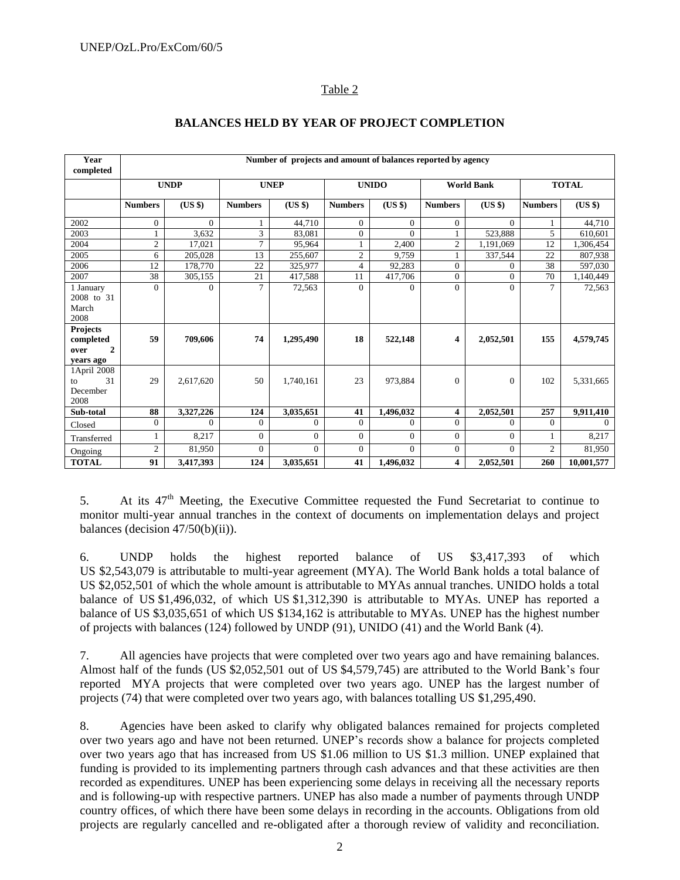Table 2

## BALANCES HELD BY YEAR OF PROJECT COMPLETION

| Year completed | Number of projects and amount of balances reported by agency | | | | | | | | | |
|---|---|---|---|---|---|---|---|---|---|---|
| | UNDP | | UNEP | | UNIDO | | World Bank | | TOTAL | |
| | Numbers | (US $) | Numbers | (US $) | Numbers | (US $) | Numbers | (US $) | Numbers | (US $) |
| 2002 | 0 | 0 | 1 | 44,710 | 0 | 0 | 0 | 0 | 1 | 44,710 |
| 2003 | 1 | 3,632 | 3 | 83,081 | 0 | 0 | 1 | 523,888 | 5 | 610,601 |
| 2004 | 2 | 17,021 | 7 | 95,964 | 1 | 2,400 | 2 | 1,191,069 | 12 | 1,306,454 |
| 2005 | 6 | 205,028 | 13 | 255,607 | 2 | 9,759 | 1 | 337,544 | 22 | 807,938 |
| 2006 | 12 | 178,770 | 22 | 325,977 | 4 | 92,283 | 0 | 0 | 38 | 597,030 |
| 2007 | 38 | 305,155 | 21 | 417,588 | 11 | 417,706 | 0 | 0 | 70 | 1,140,449 |
| 1 January 2008 to 31 March 2008 | 0 | 0 | 7 | 72,563 | 0 | 0 | 0 | 0 | 7 | 72,563 |
| **Projects completed over 2 years ago** | **59** | **709,606** | **74** | **1,295,490** | **18** | **522,148** | **4** | **2,052,501** | **155** | **4,579,745** |
| 1April 2008 to 31 December 2008 | 29 | 2,617,620 | 50 | 1,740,161 | 23 | 973,884 | 0 | 0 | 102 | 5,331,665 |
| **Sub-total** | **88** | **3,327,226** | **124** | **3,035,651** | **41** | **1,496,032** | **4** | **2,052,501** | **257** | **9,911,410** |
| Closed | 0 | 0 | 0 | 0 | 0 | 0 | 0 | 0 | 0 | 0 |
| Transferred | 1 | 8,217 | 0 | 0 | 0 | 0 | 0 | 0 | 1 | 8,217 |
| Ongoing | 2 | 81,950 | 0 | 0 | 0 | 0 | 0 | 0 | 2 | 81,950 |
| **TOTAL** | **91** | **3,417,393** | **124** | **3,035,651** | **41** | **1,496,032** | **4** | **2,052,501** | **260** | **10,001,577** |

5. At its 47th Meeting, the Executive Committee requested the Fund Secretariat to continue to monitor multi-year annual tranches in the context of documents on implementation delays and project balances (decision 47/50(b)(ii)).

6. UNDP holds the highest reported balance of US $3,417,393 of which US $2,543,079 is attributable to multi-year agreement (MYA). The World Bank holds a total balance of US $2,052,501 of which the whole amount is attributable to MYAs annual tranches. UNIDO holds a total balance of US $1,496,032, of which US $1,312,390 is attributable to MYAs. UNEP has reported a balance of US $3,035,651 of which US $134,162 is attributable to MYAs. UNEP has the highest number of projects with balances (124) followed by UNDP (91), UNIDO (41) and the World Bank (4).

7. All agencies have projects that were completed over two years ago and have remaining balances. Almost half of the funds (US $2,052,501 out of US $4,579,745) are attributed to the World Bank's four reported MYA projects that were completed over two years ago. UNEP has the largest number of projects (74) that were completed over two years ago, with balances totalling US $1,295,490.

8. Agencies have been asked to clarify why obligated balances remained for projects completed over two years ago and have not been returned. UNEP's records show a balance for projects completed over two years ago that has increased from US $1.06 million to US $1.3 million. UNEP explained that funding is provided to its implementing partners through cash advances and that these activities are then recorded as expenditures. UNEP has been experiencing some delays in receiving all the necessary reports and is following-up with respective partners. UNEP has also made a number of payments through UNDP country offices, of which there have been some delays in recording in the accounts. Obligations from old projects are regularly cancelled and re-obligated after a thorough review of validity and reconciliation.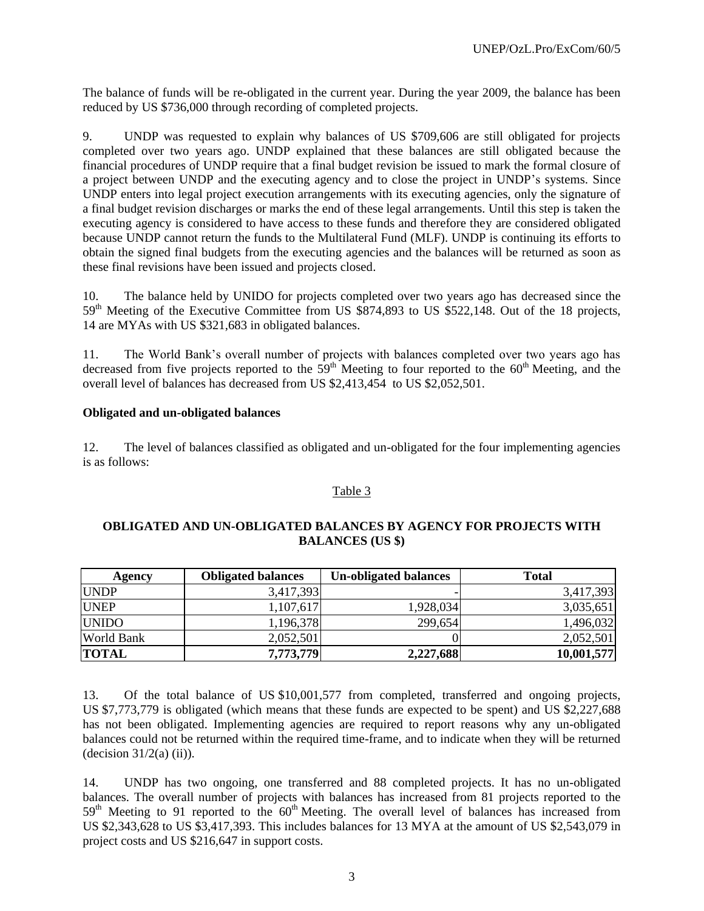The balance of funds will be re-obligated in the current year. During the year 2009, the balance has been reduced by US $736,000 through recording of completed projects.

9. UNDP was requested to explain why balances of US $709,606 are still obligated for projects completed over two years ago. UNDP explained that these balances are still obligated because the financial procedures of UNDP require that a final budget revision be issued to mark the formal closure of a project between UNDP and the executing agency and to close the project in UNDP's systems. Since UNDP enters into legal project execution arrangements with its executing agencies, only the signature of a final budget revision discharges or marks the end of these legal arrangements. Until this step is taken the executing agency is considered to have access to these funds and therefore they are considered obligated because UNDP cannot return the funds to the Multilateral Fund (MLF). UNDP is continuing its efforts to obtain the signed final budgets from the executing agencies and the balances will be returned as soon as these final revisions have been issued and projects closed.

10. The balance held by UNIDO for projects completed over two years ago has decreased since the 59th Meeting of the Executive Committee from US $874,893 to US $522,148. Out of the 18 projects, 14 are MYAs with US $321,683 in obligated balances.

11. The World Bank's overall number of projects with balances completed over two years ago has decreased from five projects reported to the 59th Meeting to four reported to the 60th Meeting, and the overall level of balances has decreased from US $2,413,454 to US $2,052,501.

**Obligated and un-obligated balances**

12. The level of balances classified as obligated and un-obligated for the four implementing agencies is as follows:

Table 3

**OBLIGATED AND UN-OBLIGATED BALANCES BY AGENCY FOR PROJECTS WITH BALANCES (US $)**

| Agency | Obligated balances | Un-obligated balances | Total |
|---|---|---|---|
| UNDP | 3,417,393 | - | 3,417,393 |
| UNEP | 1,107,617 | 1,928,034 | 3,035,651 |
| UNIDO | 1,196,378 | 299,654 | 1,496,032 |
| World Bank | 2,052,501 | 0 | 2,052,501 |
| **TOTAL** | **7,773,779** | **2,227,688** | **10,001,577** |

13. Of the total balance of US $10,001,577 from completed, transferred and ongoing projects, US $7,773,779 is obligated (which means that these funds are expected to be spent) and US $2,227,688 has not been obligated. Implementing agencies are required to report reasons why any un-obligated balances could not be returned within the required time-frame, and to indicate when they will be returned (decision 31/2(a) (ii)).

14. UNDP has two ongoing, one transferred and 88 completed projects. It has no un-obligated balances. The overall number of projects with balances has increased from 81 projects reported to the 59th Meeting to 91 reported to the 60th Meeting. The overall level of balances has increased from US $2,343,628 to US $3,417,393. This includes balances for 13 MYA at the amount of US $2,543,079 in project costs and US $216,647 in support costs.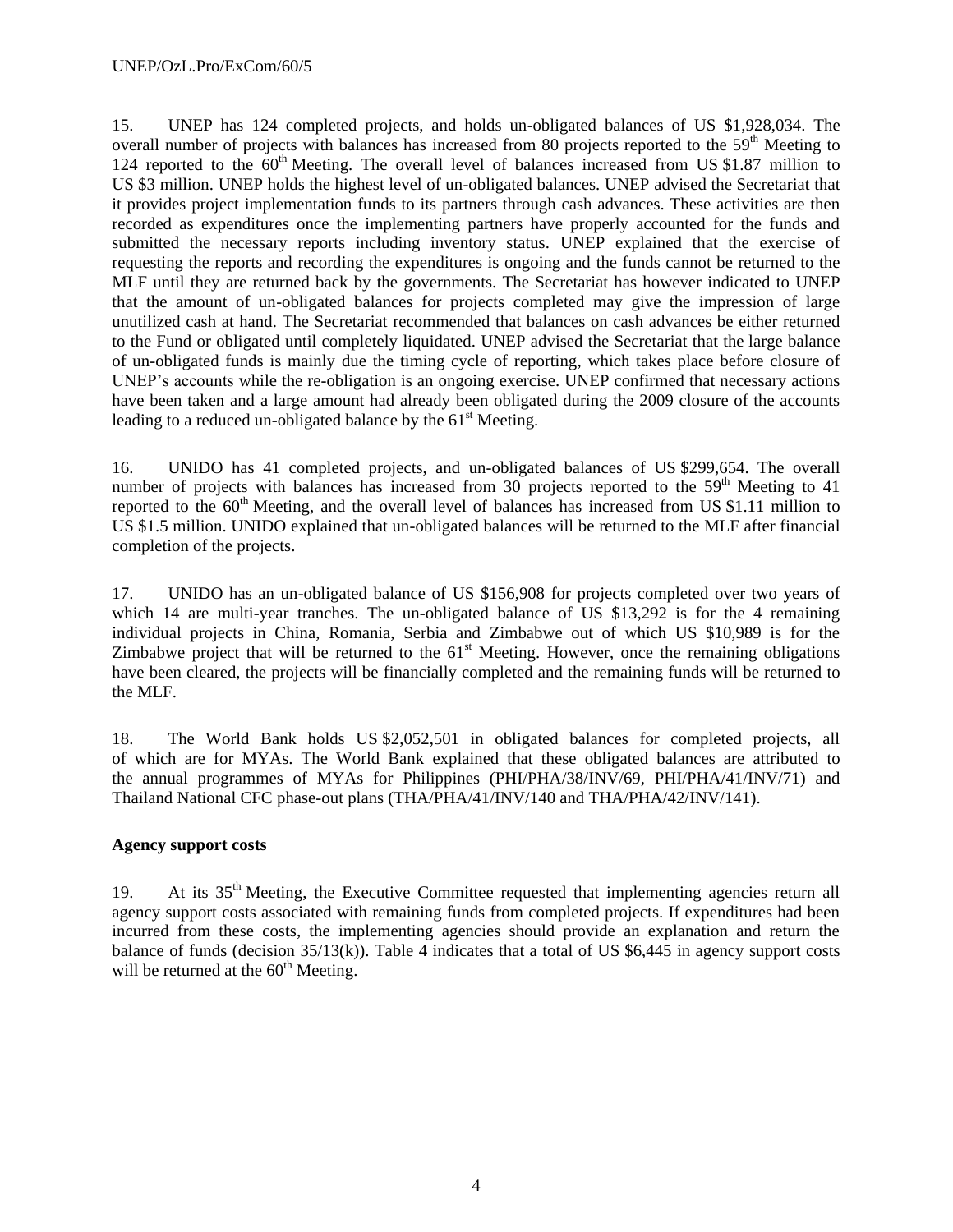15. UNEP has 124 completed projects, and holds un-obligated balances of US $1,928,034. The overall number of projects with balances has increased from 80 projects reported to the 59th Meeting to 124 reported to the 60th Meeting. The overall level of balances increased from US $1.87 million to US $3 million. UNEP holds the highest level of un-obligated balances. UNEP advised the Secretariat that it provides project implementation funds to its partners through cash advances. These activities are then recorded as expenditures once the implementing partners have properly accounted for the funds and submitted the necessary reports including inventory status. UNEP explained that the exercise of requesting the reports and recording the expenditures is ongoing and the funds cannot be returned to the MLF until they are returned back by the governments. The Secretariat has however indicated to UNEP that the amount of un-obligated balances for projects completed may give the impression of large unutilized cash at hand. The Secretariat recommended that balances on cash advances be either returned to the Fund or obligated until completely liquidated. UNEP advised the Secretariat that the large balance of un-obligated funds is mainly due the timing cycle of reporting, which takes place before closure of UNEP's accounts while the re-obligation is an ongoing exercise. UNEP confirmed that necessary actions have been taken and a large amount had already been obligated during the 2009 closure of the accounts leading to a reduced un-obligated balance by the 61st Meeting.

16. UNIDO has 41 completed projects, and un-obligated balances of US $299,654. The overall number of projects with balances has increased from 30 projects reported to the 59th Meeting to 41 reported to the 60th Meeting, and the overall level of balances has increased from US $1.11 million to US $1.5 million. UNIDO explained that un-obligated balances will be returned to the MLF after financial completion of the projects.

17. UNIDO has an un-obligated balance of US $156,908 for projects completed over two years of which 14 are multi-year tranches. The un-obligated balance of US $13,292 is for the 4 remaining individual projects in China, Romania, Serbia and Zimbabwe out of which US $10,989 is for the Zimbabwe project that will be returned to the 61st Meeting. However, once the remaining obligations have been cleared, the projects will be financially completed and the remaining funds will be returned to the MLF.

18. The World Bank holds US $2,052,501 in obligated balances for completed projects, all of which are for MYAs. The World Bank explained that these obligated balances are attributed to the annual programmes of MYAs for Philippines (PHI/PHA/38/INV/69, PHI/PHA/41/INV/71) and Thailand National CFC phase-out plans (THA/PHA/41/INV/140 and THA/PHA/42/INV/141).

**Agency support costs**

19. At its 35th Meeting, the Executive Committee requested that implementing agencies return all agency support costs associated with remaining funds from completed projects. If expenditures had been incurred from these costs, the implementing agencies should provide an explanation and return the balance of funds (decision 35/13(k)). Table 4 indicates that a total of US $6,445 in agency support costs will be returned at the 60th Meeting.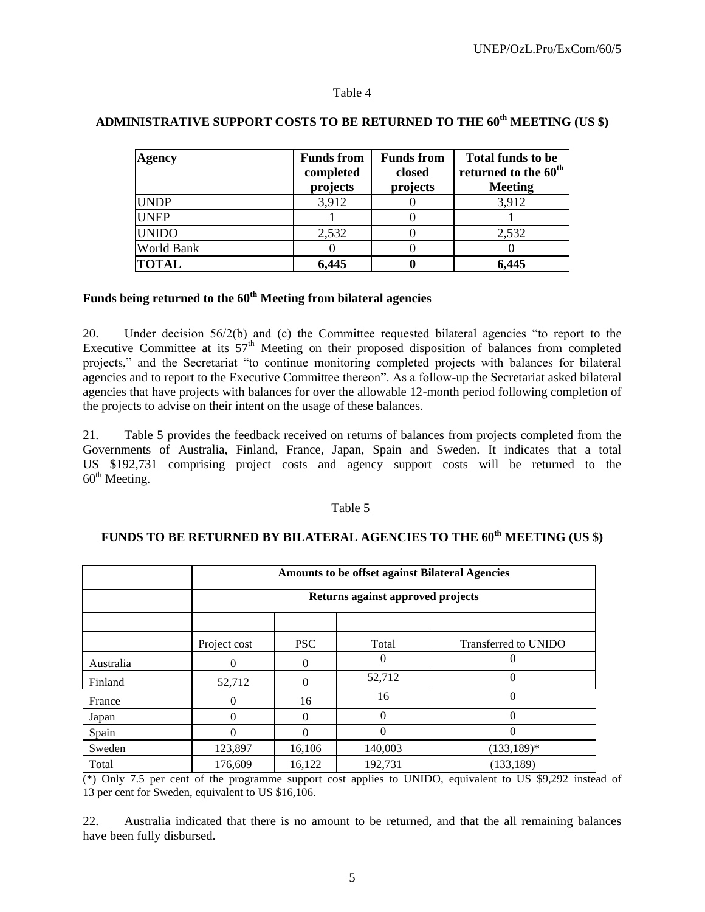Table 4

**ADMINISTRATIVE SUPPORT COSTS TO BE RETURNED TO THE 60th MEETING (US $)**

| Agency | Funds from completed projects | Funds from closed projects | Total funds to be returned to the 60th Meeting |
|---|---|---|---|
| UNDP | 3,912 | 0 | 3,912 |
| UNEP | 1 | 0 | 1 |
| UNIDO | 2,532 | 0 | 2,532 |
| World Bank | 0 | 0 | 0 |
| **TOTAL** | **6,445** | **0** | **6,445** |

**Funds being returned to the 60th Meeting from bilateral agencies**

20. Under decision 56/2(b) and (c) the Committee requested bilateral agencies "to report to the Executive Committee at its 57th Meeting on their proposed disposition of balances from completed projects," and the Secretariat "to continue monitoring completed projects with balances for bilateral agencies and to report to the Executive Committee thereon". As a follow-up the Secretariat asked bilateral agencies that have projects with balances for over the allowable 12-month period following completion of the projects to advise on their intent on the usage of these balances.

21. Table 5 provides the feedback received on returns of balances from projects completed from the Governments of Australia, Finland, France, Japan, Spain and Sweden. It indicates that a total US $192,731 comprising project costs and agency support costs will be returned to the 60th Meeting.

Table 5

**FUNDS TO BE RETURNED BY BILATERAL AGENCIES TO THE 60th MEETING (US $)**

| | Amounts to be offset against Bilateral Agencies | | | |
|---|---|---|---|---|
| | Returns against approved projects | | | |
| | | | | |
| | Project cost | PSC | Total | Transferred to UNIDO |
| Australia | 0 | 0 | 0 | 0 |
| Finland | 52,712 | 0 | 52,712 | 0 |
| France | 0 | 16 | 16 | 0 |
| Japan | 0 | 0 | 0 | 0 |
| Spain | 0 | 0 | 0 | 0 |
| Sweden | 123,897 | 16,106 | 140,003 | (133,189)* |
| Total | 176,609 | 16,122 | 192,731 | (133,189) |

(*) Only 7.5 per cent of the programme support cost applies to UNIDO, equivalent to US $9,292 instead of 13 per cent for Sweden, equivalent to US $16,106.

22. Australia indicated that there is no amount to be returned, and that the all remaining balances have been fully disbursed.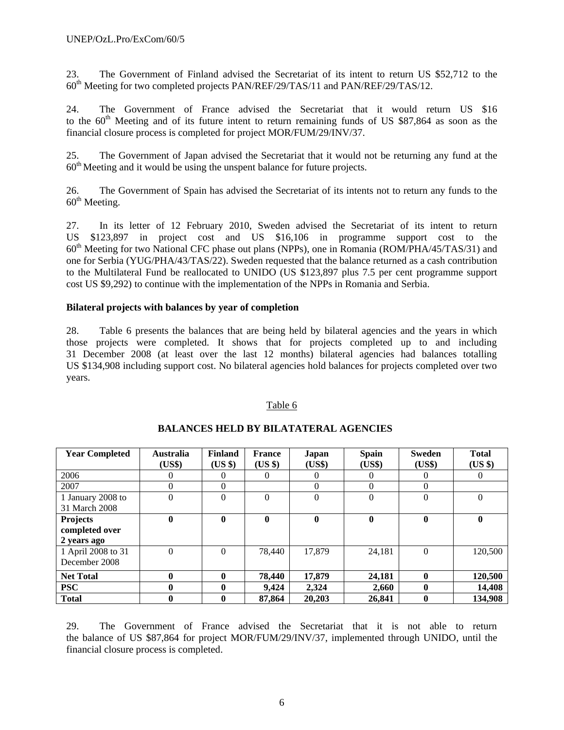23. The Government of Finland advised the Secretariat of its intent to return US $52,712 to the 60th Meeting for two completed projects PAN/REF/29/TAS/11 and PAN/REF/29/TAS/12.

24. The Government of France advised the Secretariat that it would return US $16 to the 60th Meeting and of its future intent to return remaining funds of US $87,864 as soon as the financial closure process is completed for project MOR/FUM/29/INV/37.

25. The Government of Japan advised the Secretariat that it would not be returning any fund at the 60th Meeting and it would be using the unspent balance for future projects.

26. The Government of Spain has advised the Secretariat of its intents not to return any funds to the 60th Meeting.

27. In its letter of 12 February 2010, Sweden advised the Secretariat of its intent to return US $123,897 in project cost and US $16,106 in programme support cost to the 60th Meeting for two National CFC phase out plans (NPPs), one in Romania (ROM/PHA/45/TAS/31) and one for Serbia (YUG/PHA/43/TAS/22). Sweden requested that the balance returned as a cash contribution to the Multilateral Fund be reallocated to UNIDO (US $123,897 plus 7.5 per cent programme support cost US $9,292) to continue with the implementation of the NPPs in Romania and Serbia.

**Bilateral projects with balances by year of completion**

28. Table 6 presents the balances that are being held by bilateral agencies and the years in which those projects were completed. It shows that for projects completed up to and including 31 December 2008 (at least over the last 12 months) bilateral agencies had balances totalling US $134,908 including support cost. No bilateral agencies hold balances for projects completed over two years.

Table 6

**BALANCES HELD BY BILATATERAL AGENCIES**

| Year Completed | Australia (US$) | Finland (US $) | France (US $) | Japan (US$) | Spain (US$) | Sweden (US$) | Total (US $) |
|---|---|---|---|---|---|---|---|
| 2006 | 0 | 0 | 0 | 0 | 0 | 0 | 0 |
| 2007 | 0 | 0 | | 0 | 0 | 0 | |
| 1 January 2008 to 31 March 2008 | 0 | 0 | 0 | 0 | 0 | 0 | 0 |
| **Projects completed over 2 years ago** | **0** | **0** | **0** | **0** | **0** | **0** | **0** |
| 1 April 2008 to 31 December 2008 | 0 | 0 | 78,440 | 17,879 | 24,181 | 0 | 120,500 |
| **Net Total** | **0** | **0** | **78,440** | **17,879** | **24,181** | **0** | **120,500** |
| **PSC** | **0** | **0** | **9,424** | **2,324** | **2,660** | **0** | **14,408** |
| **Total** | **0** | **0** | **87,864** | **20,203** | **26,841** | **0** | **134,908** |

29. The Government of France advised the Secretariat that it is not able to return the balance of US $87,864 for project MOR/FUM/29/INV/37, implemented through UNIDO, until the financial closure process is completed.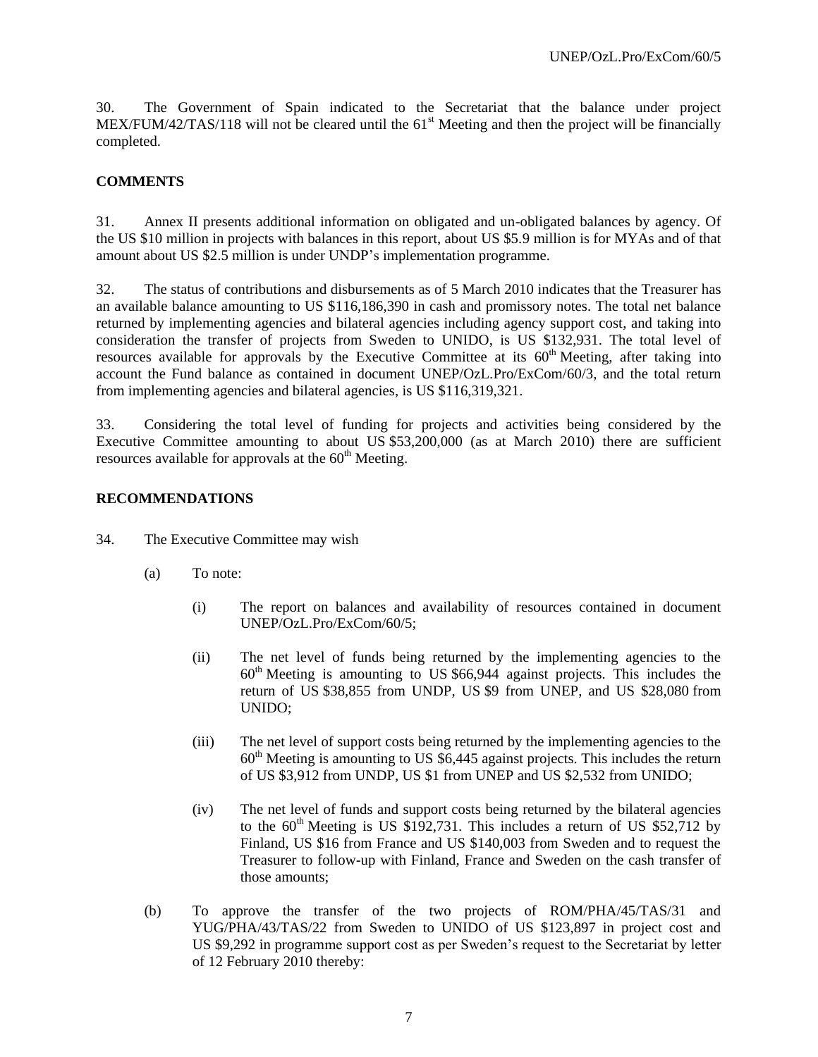30. The Government of Spain indicated to the Secretariat that the balance under project MEX/FUM/42/TAS/118 will not be cleared until the 61st Meeting and then the project will be financially completed.

**COMMENTS**

31. Annex II presents additional information on obligated and un-obligated balances by agency. Of the US $10 million in projects with balances in this report, about US $5.9 million is for MYAs and of that amount about US $2.5 million is under UNDP's implementation programme.

32. The status of contributions and disbursements as of 5 March 2010 indicates that the Treasurer has an available balance amounting to US $116,186,390 in cash and promissory notes. The total net balance returned by implementing agencies and bilateral agencies including agency support cost, and taking into consideration the transfer of projects from Sweden to UNIDO, is US $132,931. The total level of resources available for approvals by the Executive Committee at its 60th Meeting, after taking into account the Fund balance as contained in document UNEP/OzL.Pro/ExCom/60/3, and the total return from implementing agencies and bilateral agencies, is US $116,319,321.

33. Considering the total level of funding for projects and activities being considered by the Executive Committee amounting to about US $53,200,000 (as at March 2010) there are sufficient resources available for approvals at the 60th Meeting.

**RECOMMENDATIONS**

34. The Executive Committee may wish

(a) To note:

(i) The report on balances and availability of resources contained in document UNEP/OzL.Pro/ExCom/60/5;

(ii) The net level of funds being returned by the implementing agencies to the 60th Meeting is amounting to US $66,944 against projects. This includes the return of US $38,855 from UNDP, US $9 from UNEP, and US $28,080 from UNIDO;

(iii) The net level of support costs being returned by the implementing agencies to the 60th Meeting is amounting to US $6,445 against projects. This includes the return of US $3,912 from UNDP, US $1 from UNEP and US $2,532 from UNIDO;

(iv) The net level of funds and support costs being returned by the bilateral agencies to the 60th Meeting is US $192,731. This includes a return of US $52,712 by Finland, US $16 from France and US $140,003 from Sweden and to request the Treasurer to follow-up with Finland, France and Sweden on the cash transfer of those amounts;

(b) To approve the transfer of the two projects of ROM/PHA/45/TAS/31 and YUG/PHA/43/TAS/22 from Sweden to UNIDO of US $123,897 in project cost and US $9,292 in programme support cost as per Sweden's request to the Secretariat by letter of 12 February 2010 thereby: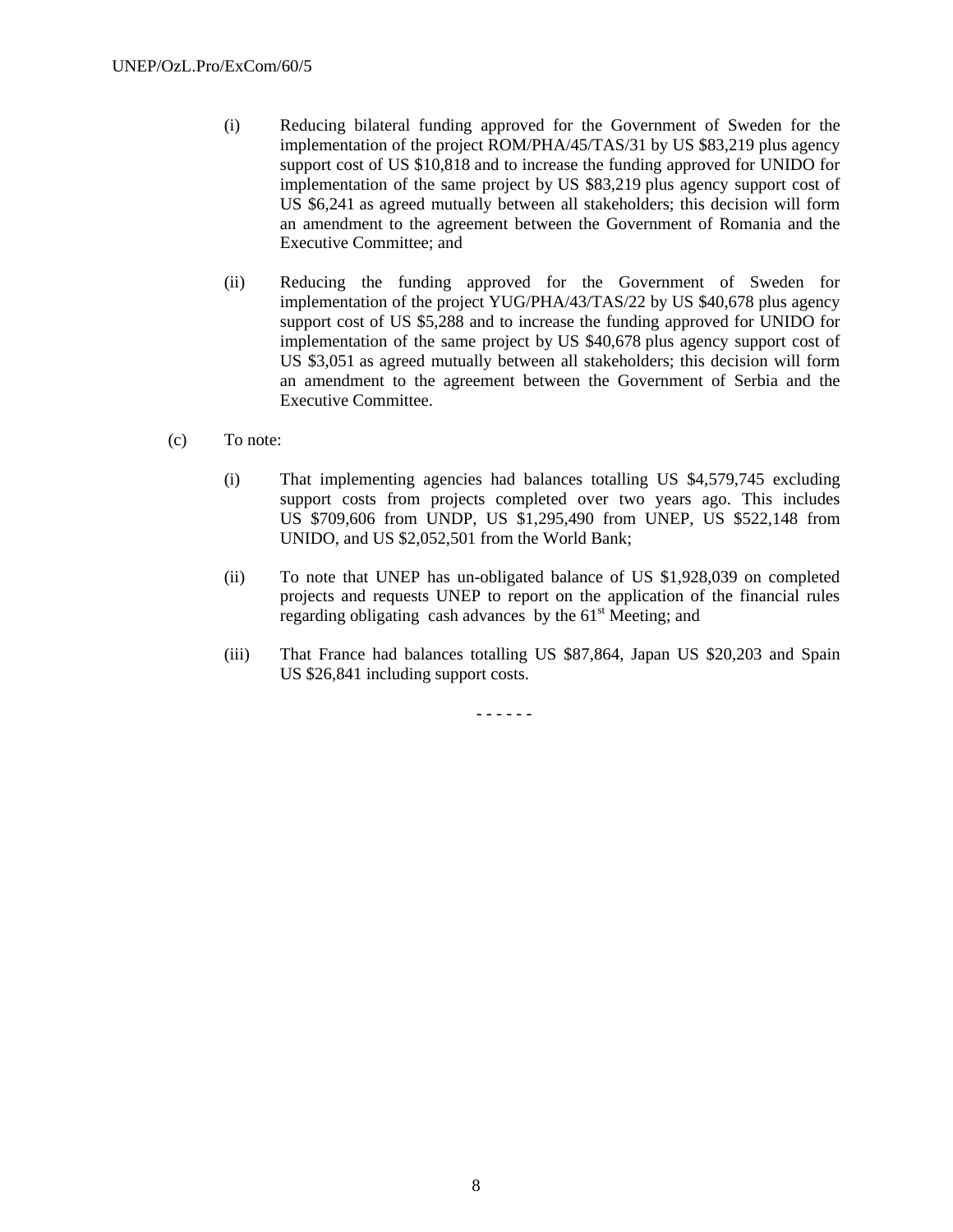(i) Reducing bilateral funding approved for the Government of Sweden for the implementation of the project ROM/PHA/45/TAS/31 by US $83,219 plus agency support cost of US $10,818 and to increase the funding approved for UNIDO for implementation of the same project by US $83,219 plus agency support cost of US $6,241 as agreed mutually between all stakeholders; this decision will form an amendment to the agreement between the Government of Romania and the Executive Committee; and

(ii) Reducing the funding approved for the Government of Sweden for implementation of the project YUG/PHA/43/TAS/22 by US $40,678 plus agency support cost of US $5,288 and to increase the funding approved for UNIDO for implementation of the same project by US $40,678 plus agency support cost of US $3,051 as agreed mutually between all stakeholders; this decision will form an amendment to the agreement between the Government of Serbia and the Executive Committee.

(c) To note:

(i) That implementing agencies had balances totalling US $4,579,745 excluding support costs from projects completed over two years ago. This includes US $709,606 from UNDP, US $1,295,490 from UNEP, US $522,148 from UNIDO, and US $2,052,501 from the World Bank;

(ii) To note that UNEP has un-obligated balance of US $1,928,039 on completed projects and requests UNEP to report on the application of the financial rules regarding obligating cash advances by the 61st Meeting; and

(iii) That France had balances totalling US $87,864, Japan US $20,203 and Spain US $26,841 including support costs.

- - - - - -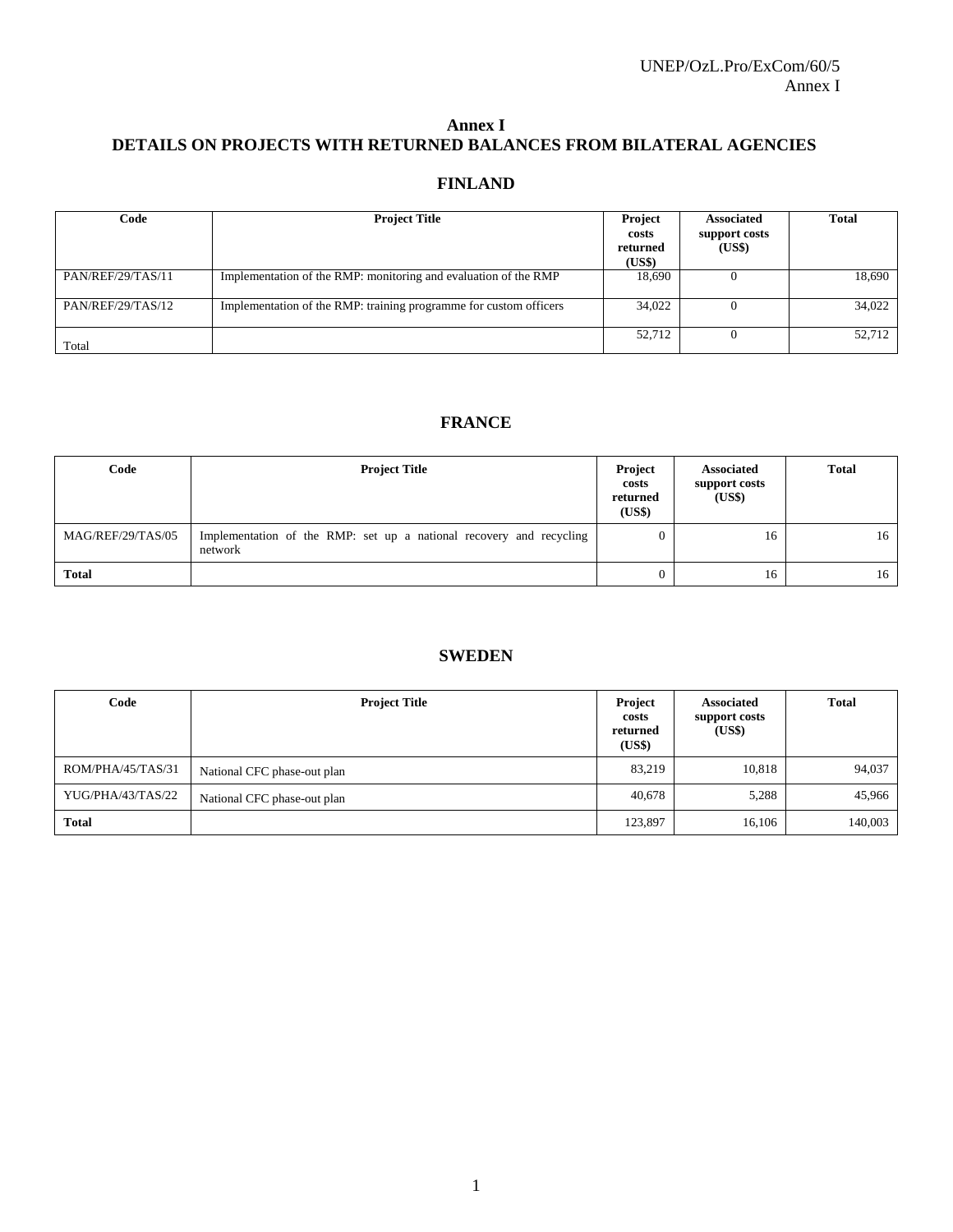# Annex I
# DETAILS ON PROJECTS WITH RETURNED BALANCES FROM BILATERAL AGENCIES

## FINLAND

| Code | Project Title | Project costs returned (US$) | Associated support costs (US$) | Total |
|---|---|---|---|---|
| PAN/REF/29/TAS/11 | Implementation of the RMP: monitoring and evaluation of the RMP | 18,690 | 0 | 18,690 |
| PAN/REF/29/TAS/12 | Implementation of the RMP: training programme for custom officers | 34,022 | 0 | 34,022 |
| Total | | 52,712 | 0 | 52,712 |

## FRANCE

| Code | Project Title | Project costs returned (US$) | Associated support costs (US$) | Total |
|---|---|---|---|---|
| MAG/REF/29/TAS/05 | Implementation of the RMP: set up a national recovery and recycling network | 0 | 16 | 16 |
| **Total** | | 0 | 16 | 16 |

## SWEDEN

| Code | Project Title | Project costs returned (US$) | Associated support costs (US$) | Total |
|---|---|---|---|---|
| ROM/PHA/45/TAS/31 | National CFC phase-out plan | 83,219 | 10,818 | 94,037 |
| YUG/PHA/43/TAS/22 | National CFC phase-out plan | 40,678 | 5,288 | 45,966 |
| **Total** | | 123,897 | 16,106 | 140,003 |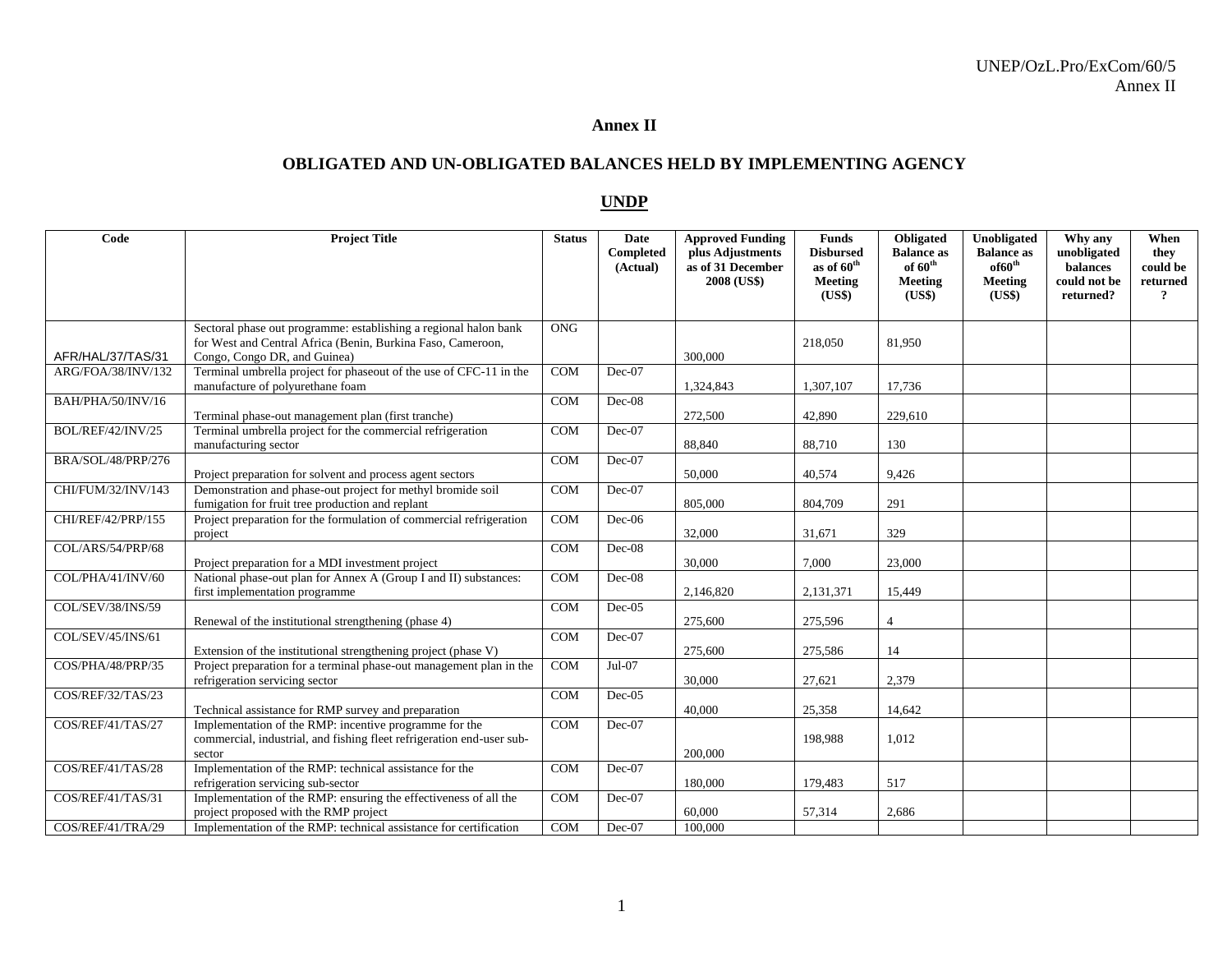# Annex II

## OBLIGATED AND UN-OBLIGATED BALANCES HELD BY IMPLEMENTING AGENCY

### UNDP

| Code | Project Title | Status | Date Completed (Actual) | Approved Funding plus Adjustments as of 31 December 2008 (US$) | Funds Disbursed as of 60th Meeting (US$) | Obligated Balance as of 60th Meeting (US$) | Unobligated Balance as of60th Meeting (US$) | Why any unobligated balances could not be returned? | When they could be returned ? |
|---|---|---|---|---|---|---|---|---|---|
| AFR/HAL/37/TAS/31 | Sectoral phase out programme: establishing a regional halon bank for West and Central Africa (Benin, Burkina Faso, Cameroon, Congo, Congo DR, and Guinea) | ONG | | 300,000 | 218,050 | 81,950 | | | |
| ARG/FOA/38/INV/132 | Terminal umbrella project for phaseout of the use of CFC-11 in the manufacture of polyurethane foam | COM | Dec-07 | 1,324,843 | 1,307,107 | 17,736 | | | |
| BAH/PHA/50/INV/16 | Terminal phase-out management plan (first tranche) | COM | Dec-08 | 272,500 | 42,890 | 229,610 | | | |
| BOL/REF/42/INV/25 | Terminal umbrella project for the commercial refrigeration manufacturing sector | COM | Dec-07 | 88,840 | 88,710 | 130 | | | |
| BRA/SOL/48/PRP/276 | Project preparation for solvent and process agent sectors | COM | Dec-07 | 50,000 | 40,574 | 9,426 | | | |
| CHI/FUM/32/INV/143 | Demonstration and phase-out project for methyl bromide soil fumigation for fruit tree production and replant | COM | Dec-07 | 805,000 | 804,709 | 291 | | | |
| CHI/REF/42/PRP/155 | Project preparation for the formulation of commercial refrigeration project | COM | Dec-06 | 32,000 | 31,671 | 329 | | | |
| COL/ARS/54/PRP/68 | Project preparation for a MDI investment project | COM | Dec-08 | 30,000 | 7,000 | 23,000 | | | |
| COL/PHA/41/INV/60 | National phase-out plan for Annex A (Group I and II) substances: first implementation programme | COM | Dec-08 | 2,146,820 | 2,131,371 | 15,449 | | | |
| COL/SEV/38/INS/59 | Renewal of the institutional strengthening (phase 4) | COM | Dec-05 | 275,600 | 275,596 | 4 | | | |
| COL/SEV/45/INS/61 | Extension of the institutional strengthening project (phase V) | COM | Dec-07 | 275,600 | 275,586 | 14 | | | |
| COS/PHA/48/PRP/35 | Project preparation for a terminal phase-out management plan in the refrigeration servicing sector | COM | Jul-07 | 30,000 | 27,621 | 2,379 | | | |
| COS/REF/32/TAS/23 | Technical assistance for RMP survey and preparation | COM | Dec-05 | 40,000 | 25,358 | 14,642 | | | |
| COS/REF/41/TAS/27 | Implementation of the RMP: incentive programme for the commercial, industrial, and fishing fleet refrigeration end-user sub-sector | COM | Dec-07 | 200,000 | 198,988 | 1,012 | | | |
| COS/REF/41/TAS/28 | Implementation of the RMP: technical assistance for the refrigeration servicing sub-sector | COM | Dec-07 | 180,000 | 179,483 | 517 | | | |
| COS/REF/41/TAS/31 | Implementation of the RMP: ensuring the effectiveness of all the project proposed with the RMP project | COM | Dec-07 | 60,000 | 57,314 | 2,686 | | | |
| COS/REF/41/TRA/29 | Implementation of the RMP: technical assistance for certification | COM | Dec-07 | 100,000 | | | | | |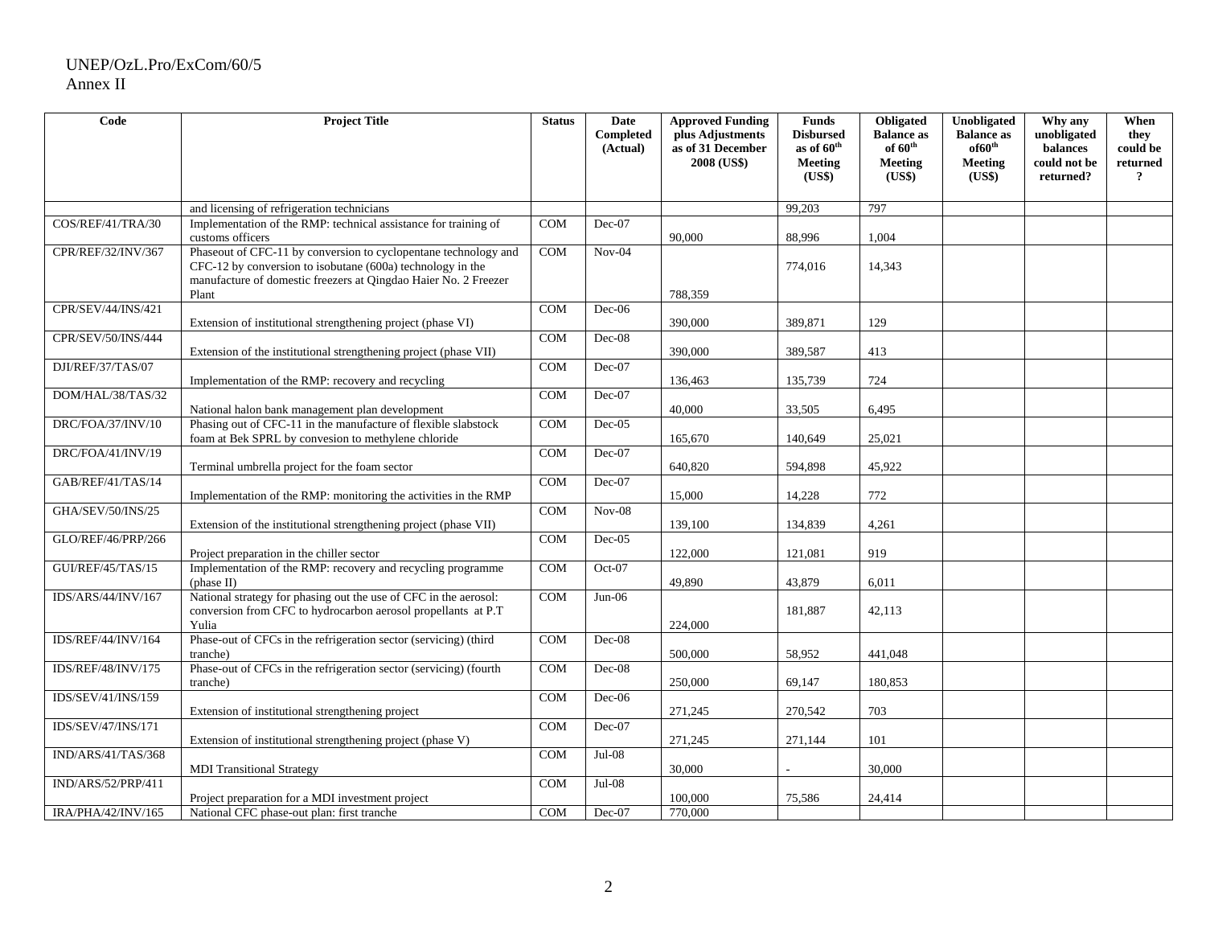| Code | Project Title | Status | Date Completed (Actual) | Approved Funding plus Adjustments as of 31 December 2008 (US$) | Funds Disbursed as of 60th Meeting (US$) | Obligated Balance as of 60th Meeting (US$) | Unobligated Balance as of60th Meeting (US$) | Why any unobligated balances could not be returned? | When they could be returned ? |
|---|---|---|---|---|---|---|---|---|---|
| | and licensing of refrigeration technicians | | | | 99,203 | 797 | | | |
| COS/REF/41/TRA/30 | Implementation of the RMP: technical assistance for training of customs officers | COM | Dec-07 | 90,000 | 88,996 | 1,004 | | | |
| CPR/REF/32/INV/367 | Phaseout of CFC-11 by conversion to cyclopentane technology and CFC-12 by conversion to isobutane (600a) technology in the manufacture of domestic freezers at Qingdao Haier No. 2 Freezer Plant | COM | Nov-04 | 788,359 | 774,016 | 14,343 | | | |
| CPR/SEV/44/INS/421 | Extension of institutional strengthening project (phase VI) | COM | Dec-06 | 390,000 | 389,871 | 129 | | | |
| CPR/SEV/50/INS/444 | Extension of the institutional strengthening project (phase VII) | COM | Dec-08 | 390,000 | 389,587 | 413 | | | |
| DJI/REF/37/TAS/07 | Implementation of the RMP: recovery and recycling | COM | Dec-07 | 136,463 | 135,739 | 724 | | | |
| DOM/HAL/38/TAS/32 | National halon bank management plan development | COM | Dec-07 | 40,000 | 33,505 | 6,495 | | | |
| DRC/FOA/37/INV/10 | Phasing out of CFC-11 in the manufacture of flexible slabstock foam at Bek SPRL by convesion to methylene chloride | COM | Dec-05 | 165,670 | 140,649 | 25,021 | | | |
| DRC/FOA/41/INV/19 | Terminal umbrella project for the foam sector | COM | Dec-07 | 640,820 | 594,898 | 45,922 | | | |
| GAB/REF/41/TAS/14 | Implementation of the RMP: monitoring the activities in the RMP | COM | Dec-07 | 15,000 | 14,228 | 772 | | | |
| GHA/SEV/50/INS/25 | Extension of the institutional strengthening project (phase VII) | COM | Nov-08 | 139,100 | 134,839 | 4,261 | | | |
| GLO/REF/46/PRP/266 | Project preparation in the chiller sector | COM | Dec-05 | 122,000 | 121,081 | 919 | | | |
| GUI/REF/45/TAS/15 | Implementation of the RMP: recovery and recycling programme (phase II) | COM | Oct-07 | 49,890 | 43,879 | 6,011 | | | |
| IDS/ARS/44/INV/167 | National strategy for phasing out the use of CFC in the aerosol: conversion from CFC to hydrocarbon aerosol propellants at P.T Yulia | COM | Jun-06 | 224,000 | 181,887 | 42,113 | | | |
| IDS/REF/44/INV/164 | Phase-out of CFCs in the refrigeration sector (servicing) (third tranche) | COM | Dec-08 | 500,000 | 58,952 | 441,048 | | | |
| IDS/REF/48/INV/175 | Phase-out of CFCs in the refrigeration sector (servicing) (fourth tranche) | COM | Dec-08 | 250,000 | 69,147 | 180,853 | | | |
| IDS/SEV/41/INS/159 | Extension of institutional strengthening project | COM | Dec-06 | 271,245 | 270,542 | 703 | | | |
| IDS/SEV/47/INS/171 | Extension of institutional strengthening project (phase V) | COM | Dec-07 | 271,245 | 271,144 | 101 | | | |
| IND/ARS/41/TAS/368 | MDI Transitional Strategy | COM | Jul-08 | 30,000 | - | 30,000 | | | |
| IND/ARS/52/PRP/411 | Project preparation for a MDI investment project | COM | Jul-08 | 100,000 | 75,586 | 24,414 | | | |
| IRA/PHA/42/INV/165 | National CFC phase-out plan: first tranche | COM | Dec-07 | 770,000 | | | | | |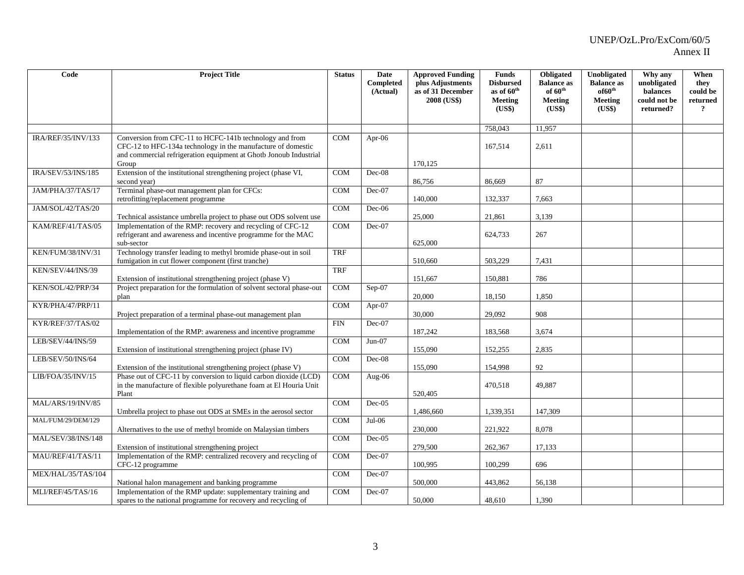| Code | Project Title | Status | Date Completed (Actual) | Approved Funding plus Adjustments as of 31 December 2008 (US$) | Funds Disbursed as of 60th Meeting (US$) | Obligated Balance as of 60th Meeting (US$) | Unobligated Balance as of60th Meeting (US$) | Why any unobligated balances could not be returned? | When they could be returned ? |
|---|---|---|---|---|---|---|---|---|---|
| | | | | | 758,043 | 11,957 | | | |
| IRA/REF/35/INV/133 | Conversion from CFC-11 to HCFC-141b technology and from CFC-12 to HFC-134a technology in the manufacture of domestic and commercial refrigeration equipment at Ghotb Jonoub Industrial Group | COM | Apr-06 | 170,125 | 167,514 | 2,611 | | | |
| IRA/SEV/53/INS/185 | Extension of the institutional strengthening project (phase VI, second year) | COM | Dec-08 | 86,756 | 86,669 | 87 | | | |
| JAM/PHA/37/TAS/17 | Terminal phase-out management plan for CFCs: retrofitting/replacement programme | COM | Dec-07 | 140,000 | 132,337 | 7,663 | | | |
| JAM/SOL/42/TAS/20 | Technical assistance umbrella project to phase out ODS solvent use | COM | Dec-06 | 25,000 | 21,861 | 3,139 | | | |
| KAM/REF/41/TAS/05 | Implementation of the RMP: recovery and recycling of CFC-12 refrigerant and awareness and incentive programme for the MAC sub-sector | COM | Dec-07 | 625,000 | 624,733 | 267 | | | |
| KEN/FUM/38/INV/31 | Technology transfer leading to methyl bromide phase-out in soil fumigation in cut flower component (first tranche) | TRF | | 510,660 | 503,229 | 7,431 | | | |
| KEN/SEV/44/INS/39 | Extension of institutional strengthening project (phase V) | TRF | | 151,667 | 150,881 | 786 | | | |
| KEN/SOL/42/PRP/34 | Project preparation for the formulation of solvent sectoral phase-out plan | COM | Sep-07 | 20,000 | 18,150 | 1,850 | | | |
| KYR/PHA/47/PRP/11 | Project preparation of a terminal phase-out management plan | COM | Apr-07 | 30,000 | 29,092 | 908 | | | |
| KYR/REF/37/TAS/02 | Implementation of the RMP: awareness and incentive programme | FIN | Dec-07 | 187,242 | 183,568 | 3,674 | | | |
| LEB/SEV/44/INS/59 | Extension of institutional strengthening project (phase IV) | COM | Jun-07 | 155,090 | 152,255 | 2,835 | | | |
| LEB/SEV/50/INS/64 | Extension of the institutional strengthening project (phase V) | COM | Dec-08 | 155,090 | 154,998 | 92 | | | |
| LIB/FOA/35/INV/15 | Phase out of CFC-11 by conversion to liquid carbon dioxide (LCD) in the manufacture of flexible polyurethane foam at El Houria Unit Plant | COM | Aug-06 | 520,405 | 470,518 | 49,887 | | | |
| MAL/ARS/19/INV/85 | Umbrella project to phase out ODS at SMEs in the aerosol sector | COM | Dec-05 | 1,486,660 | 1,339,351 | 147,309 | | | |
| MAL/FUM/29/DEM/129 | Alternatives to the use of methyl bromide on Malaysian timbers | COM | Jul-06 | 230,000 | 221,922 | 8,078 | | | |
| MAL/SEV/38/INS/148 | Extension of institutional strengthening project | COM | Dec-05 | 279,500 | 262,367 | 17,133 | | | |
| MAU/REF/41/TAS/11 | Implementation of the RMP: centralized recovery and recycling of CFC-12 programme | COM | Dec-07 | 100,995 | 100,299 | 696 | | | |
| MEX/HAL/35/TAS/104 | National halon management and banking programme | COM | Dec-07 | 500,000 | 443,862 | 56,138 | | | |
| MLI/REF/45/TAS/16 | Implementation of the RMP update: supplementary training and spares to the national programme for recovery and recycling of | COM | Dec-07 | 50,000 | 48,610 | 1,390 | | | |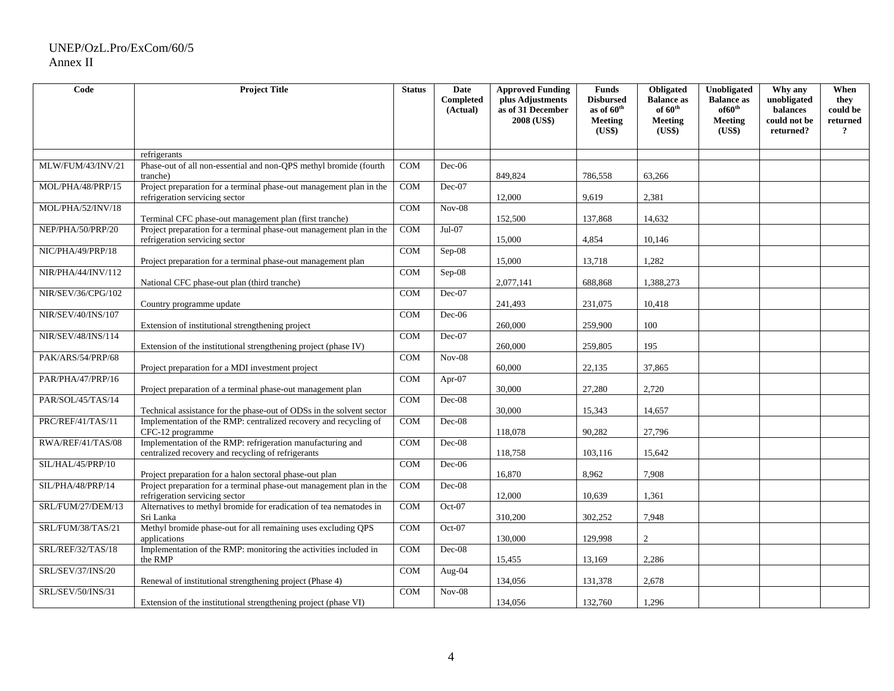| Code | Project Title | Status | Date Completed (Actual) | Approved Funding plus Adjustments as of 31 December 2008 (US$) | Funds Disbursed as of 60th Meeting (US$) | Obligated Balance as of 60th Meeting (US$) | Unobligated Balance as of60th Meeting (US$) | Why any unobligated balances could not be returned? | When they could be returned ? |
|---|---|---|---|---|---|---|---|---|---|
| | refrigerants | | | | | | | | |
| MLW/FUM/43/INV/21 | Phase-out of all non-essential and non-QPS methyl bromide (fourth tranche) | COM | Dec-06 | 849,824 | 786,558 | 63,266 | | | |
| MOL/PHA/48/PRP/15 | Project preparation for a terminal phase-out management plan in the refrigeration servicing sector | COM | Dec-07 | 12,000 | 9,619 | 2,381 | | | |
| MOL/PHA/52/INV/18 | Terminal CFC phase-out management plan (first tranche) | COM | Nov-08 | 152,500 | 137,868 | 14,632 | | | |
| NEP/PHA/50/PRP/20 | Project preparation for a terminal phase-out management plan in the refrigeration servicing sector | COM | Jul-07 | 15,000 | 4,854 | 10,146 | | | |
| NIC/PHA/49/PRP/18 | Project preparation for a terminal phase-out management plan | COM | Sep-08 | 15,000 | 13,718 | 1,282 | | | |
| NIR/PHA/44/INV/112 | National CFC phase-out plan (third tranche) | COM | Sep-08 | 2,077,141 | 688,868 | 1,388,273 | | | |
| NIR/SEV/36/CPG/102 | Country programme update | COM | Dec-07 | 241,493 | 231,075 | 10,418 | | | |
| NIR/SEV/40/INS/107 | Extension of institutional strengthening project | COM | Dec-06 | 260,000 | 259,900 | 100 | | | |
| NIR/SEV/48/INS/114 | Extension of the institutional strengthening project (phase IV) | COM | Dec-07 | 260,000 | 259,805 | 195 | | | |
| PAK/ARS/54/PRP/68 | Project preparation for a MDI investment project | COM | Nov-08 | 60,000 | 22,135 | 37,865 | | | |
| PAR/PHA/47/PRP/16 | Project preparation of a terminal phase-out management plan | COM | Apr-07 | 30,000 | 27,280 | 2,720 | | | |
| PAR/SOL/45/TAS/14 | Technical assistance for the phase-out of ODSs in the solvent sector | COM | Dec-08 | 30,000 | 15,343 | 14,657 | | | |
| PRC/REF/41/TAS/11 | Implementation of the RMP: centralized recovery and recycling of CFC-12 programme | COM | Dec-08 | 118,078 | 90,282 | 27,796 | | | |
| RWA/REF/41/TAS/08 | Implementation of the RMP: refrigeration manufacturing and centralized recovery and recycling of refrigerants | COM | Dec-08 | 118,758 | 103,116 | 15,642 | | | |
| SIL/HAL/45/PRP/10 | Project preparation for a halon sectoral phase-out plan | COM | Dec-06 | 16,870 | 8,962 | 7,908 | | | |
| SIL/PHA/48/PRP/14 | Project preparation for a terminal phase-out management plan in the refrigeration servicing sector | COM | Dec-08 | 12,000 | 10,639 | 1,361 | | | |
| SRL/FUM/27/DEM/13 | Alternatives to methyl bromide for eradication of tea nematodes in Sri Lanka | COM | Oct-07 | 310,200 | 302,252 | 7,948 | | | |
| SRL/FUM/38/TAS/21 | Methyl bromide phase-out for all remaining uses excluding QPS applications | COM | Oct-07 | 130,000 | 129,998 | 2 | | | |
| SRL/REF/32/TAS/18 | Implementation of the RMP: monitoring the activities included in the RMP | COM | Dec-08 | 15,455 | 13,169 | 2,286 | | | |
| SRL/SEV/37/INS/20 | Renewal of institutional strengthening project (Phase 4) | COM | Aug-04 | 134,056 | 131,378 | 2,678 | | | |
| SRL/SEV/50/INS/31 | Extension of the institutional strengthening project (phase VI) | COM | Nov-08 | 134,056 | 132,760 | 1,296 | | | |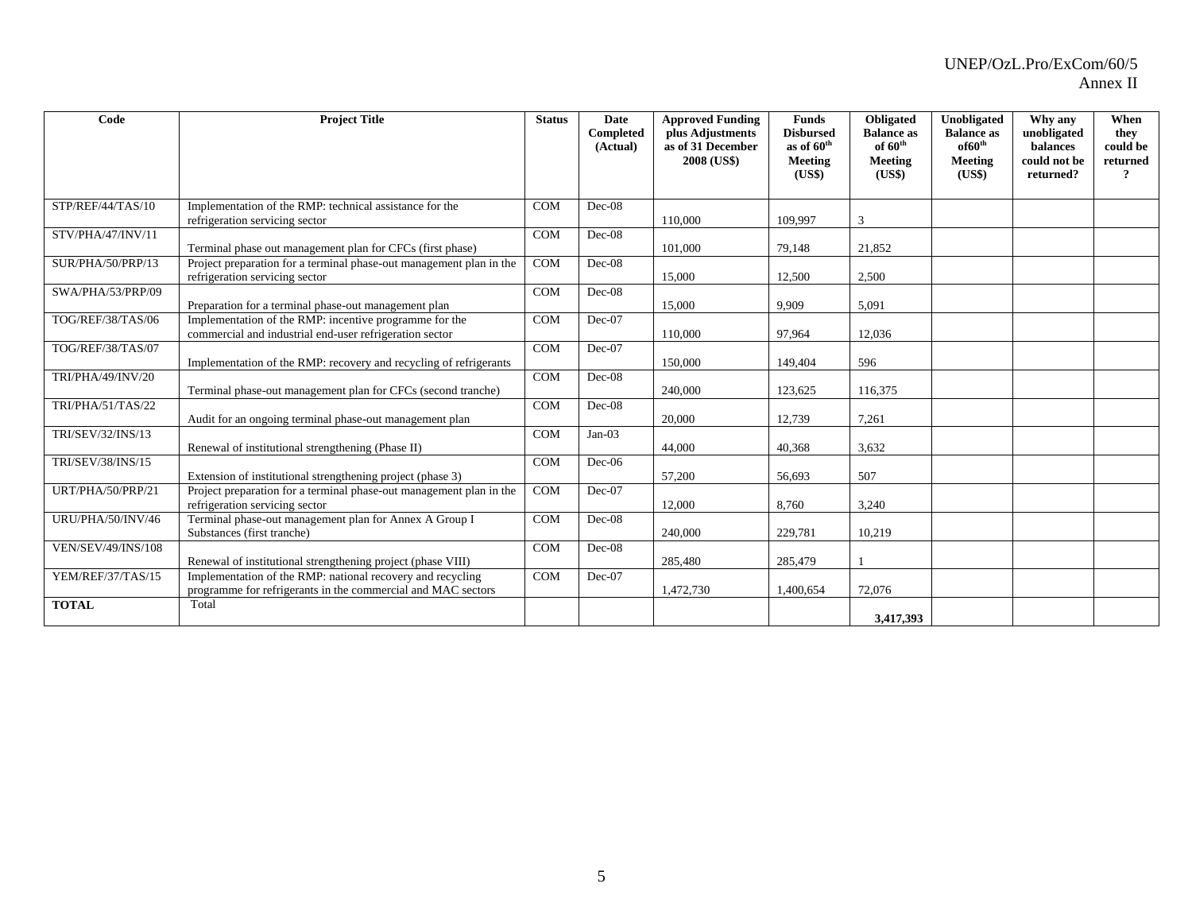| Code | Project Title | Status | Date Completed (Actual) | Approved Funding plus Adjustments as of 31 December 2008 (US$) | Funds Disbursed as of 60th Meeting (US$) | Obligated Balance as of 60th Meeting (US$) | Unobligated Balance as of60th Meeting (US$) | Why any unobligated balances could not be returned? | When they could be returned ? |
|---|---|---|---|---|---|---|---|---|---|
| STP/REF/44/TAS/10 | Implementation of the RMP: technical assistance for the refrigeration servicing sector | COM | Dec-08 | 110,000 | 109,997 | 3 | | | |
| STV/PHA/47/INV/11 | Terminal phase out management plan for CFCs (first phase) | COM | Dec-08 | 101,000 | 79,148 | 21,852 | | | |
| SUR/PHA/50/PRP/13 | Project preparation for a terminal phase-out management plan in the refrigeration servicing sector | COM | Dec-08 | 15,000 | 12,500 | 2,500 | | | |
| SWA/PHA/53/PRP/09 | Preparation for a terminal phase-out management plan | COM | Dec-08 | 15,000 | 9,909 | 5,091 | | | |
| TOG/REF/38/TAS/06 | Implementation of the RMP: incentive programme for the commercial and industrial end-user refrigeration sector | COM | Dec-07 | 110,000 | 97,964 | 12,036 | | | |
| TOG/REF/38/TAS/07 | Implementation of the RMP: recovery and recycling of refrigerants | COM | Dec-07 | 150,000 | 149,404 | 596 | | | |
| TRI/PHA/49/INV/20 | Terminal phase-out management plan for CFCs (second tranche) | COM | Dec-08 | 240,000 | 123,625 | 116,375 | | | |
| TRI/PHA/51/TAS/22 | Audit for an ongoing terminal phase-out management plan | COM | Dec-08 | 20,000 | 12,739 | 7,261 | | | |
| TRI/SEV/32/INS/13 | Renewal of institutional strengthening (Phase II) | COM | Jan-03 | 44,000 | 40,368 | 3,632 | | | |
| TRI/SEV/38/INS/15 | Extension of institutional strengthening project (phase 3) | COM | Dec-06 | 57,200 | 56,693 | 507 | | | |
| URT/PHA/50/PRP/21 | Project preparation for a terminal phase-out management plan in the refrigeration servicing sector | COM | Dec-07 | 12,000 | 8,760 | 3,240 | | | |
| URU/PHA/50/INV/46 | Terminal phase-out management plan for Annex A Group I Substances (first tranche) | COM | Dec-08 | 240,000 | 229,781 | 10,219 | | | |
| VEN/SEV/49/INS/108 | Renewal of institutional strengthening project (phase VIII) | COM | Dec-08 | 285,480 | 285,479 | 1 | | | |
| YEM/REF/37/TAS/15 | Implementation of the RMP: national recovery and recycling programme for refrigerants in the commercial and MAC sectors | COM | Dec-07 | 1,472,730 | 1,400,654 | 72,076 | | | |
| **TOTAL** | Total | | | | | **3,417,393** | | | |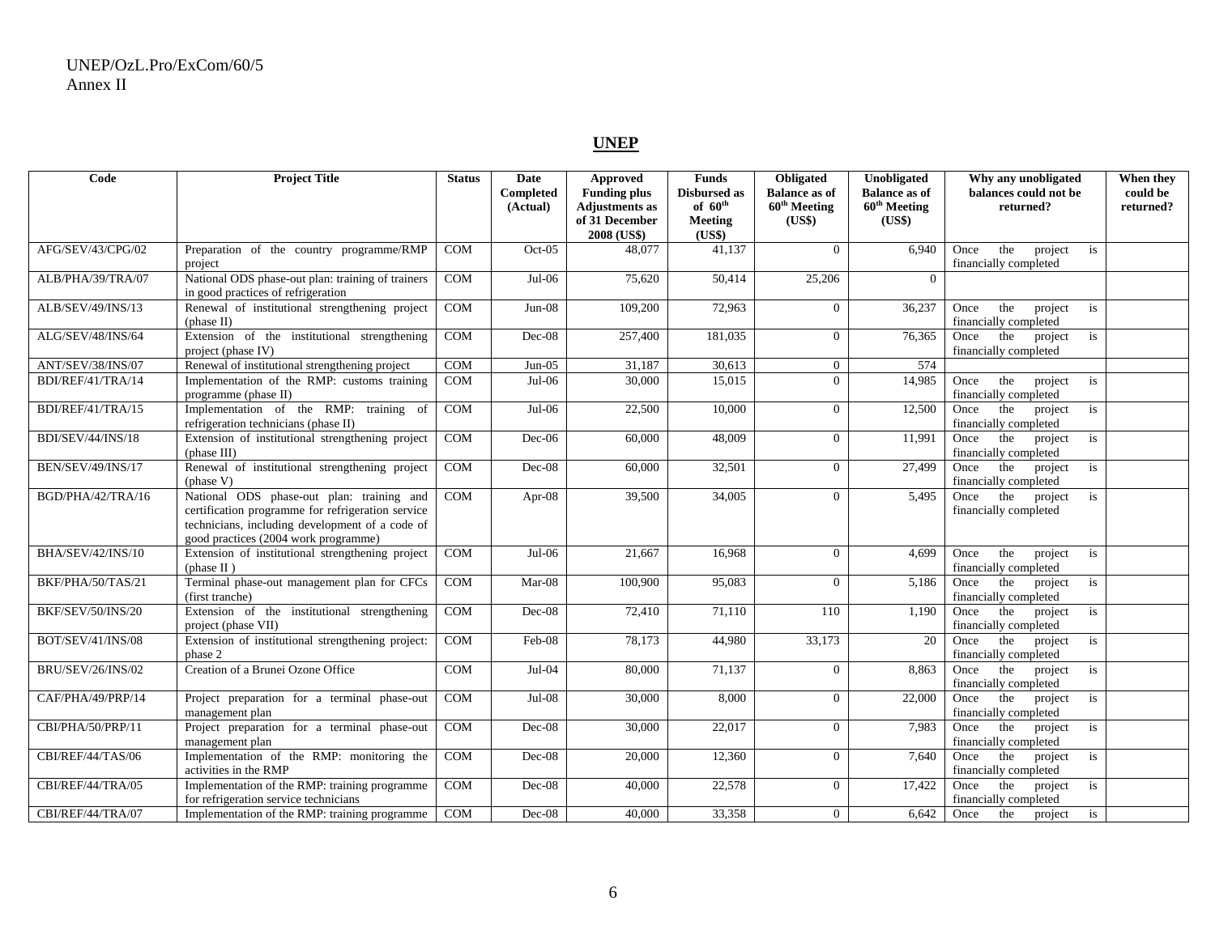## UNEP

| Code | Project Title | Status | Date Completed (Actual) | Approved Funding plus Adjustments as of 31 December 2008 (US$) | Funds Disbursed as of 60th Meeting (US$) | Obligated Balance as of 60th Meeting (US$) | Unobligated Balance as of 60th Meeting (US$) | Why any unobligated balances could not be returned? | When they could be returned? |
|---|---|---|---|---|---|---|---|---|---|
| AFG/SEV/43/CPG/02 | Preparation of the country programme/RMP project | COM | Oct-05 | 48,077 | 41,137 | 0 | 6,940 | Once the project is financially completed | |
| ALB/PHA/39/TRA/07 | National ODS phase-out plan: training of trainers in good practices of refrigeration | COM | Jul-06 | 75,620 | 50,414 | 25,206 | 0 | | |
| ALB/SEV/49/INS/13 | Renewal of institutional strengthening project (phase II) | COM | Jun-08 | 109,200 | 72,963 | 0 | 36,237 | Once the project is financially completed | |
| ALG/SEV/48/INS/64 | Extension of the institutional strengthening project (phase IV) | COM | Dec-08 | 257,400 | 181,035 | 0 | 76,365 | Once the project is financially completed | |
| ANT/SEV/38/INS/07 | Renewal of institutional strengthening project | COM | Jun-05 | 31,187 | 30,613 | 0 | 574 | | |
| BDI/REF/41/TRA/14 | Implementation of the RMP: customs training programme (phase II) | COM | Jul-06 | 30,000 | 15,015 | 0 | 14,985 | Once the project is financially completed | |
| BDI/REF/41/TRA/15 | Implementation of the RMP: training of refrigeration technicians (phase II) | COM | Jul-06 | 22,500 | 10,000 | 0 | 12,500 | Once the project is financially completed | |
| BDI/SEV/44/INS/18 | Extension of institutional strengthening project (phase III) | COM | Dec-06 | 60,000 | 48,009 | 0 | 11,991 | Once the project is financially completed | |
| BEN/SEV/49/INS/17 | Renewal of institutional strengthening project (phase V) | COM | Dec-08 | 60,000 | 32,501 | 0 | 27,499 | Once the project is financially completed | |
| BGD/PHA/42/TRA/16 | National ODS phase-out plan: training and certification programme for refrigeration service technicians, including development of a code of good practices (2004 work programme) | COM | Apr-08 | 39,500 | 34,005 | 0 | 5,495 | Once the project is financially completed | |
| BHA/SEV/42/INS/10 | Extension of institutional strengthening project (phase II ) | COM | Jul-06 | 21,667 | 16,968 | 0 | 4,699 | Once the project is financially completed | |
| BKF/PHA/50/TAS/21 | Terminal phase-out management plan for CFCs (first tranche) | COM | Mar-08 | 100,900 | 95,083 | 0 | 5,186 | Once the project is financially completed | |
| BKF/SEV/50/INS/20 | Extension of the institutional strengthening project (phase VII) | COM | Dec-08 | 72,410 | 71,110 | 110 | 1,190 | Once the project is financially completed | |
| BOT/SEV/41/INS/08 | Extension of institutional strengthening project: phase 2 | COM | Feb-08 | 78,173 | 44,980 | 33,173 | 20 | Once the project is financially completed | |
| BRU/SEV/26/INS/02 | Creation of a Brunei Ozone Office | COM | Jul-04 | 80,000 | 71,137 | 0 | 8,863 | Once the project is financially completed | |
| CAF/PHA/49/PRP/14 | Project preparation for a terminal phase-out management plan | COM | Jul-08 | 30,000 | 8,000 | 0 | 22,000 | Once the project is financially completed | |
| CBI/PHA/50/PRP/11 | Project preparation for a terminal phase-out management plan | COM | Dec-08 | 30,000 | 22,017 | 0 | 7,983 | Once the project is financially completed | |
| CBI/REF/44/TAS/06 | Implementation of the RMP: monitoring the activities in the RMP | COM | Dec-08 | 20,000 | 12,360 | 0 | 7,640 | Once the project is financially completed | |
| CBI/REF/44/TRA/05 | Implementation of the RMP: training programme for refrigeration service technicians | COM | Dec-08 | 40,000 | 22,578 | 0 | 17,422 | Once the project is financially completed | |
| CBI/REF/44/TRA/07 | Implementation of the RMP: training programme | COM | Dec-08 | 40,000 | 33,358 | 0 | 6,642 | Once the project is | |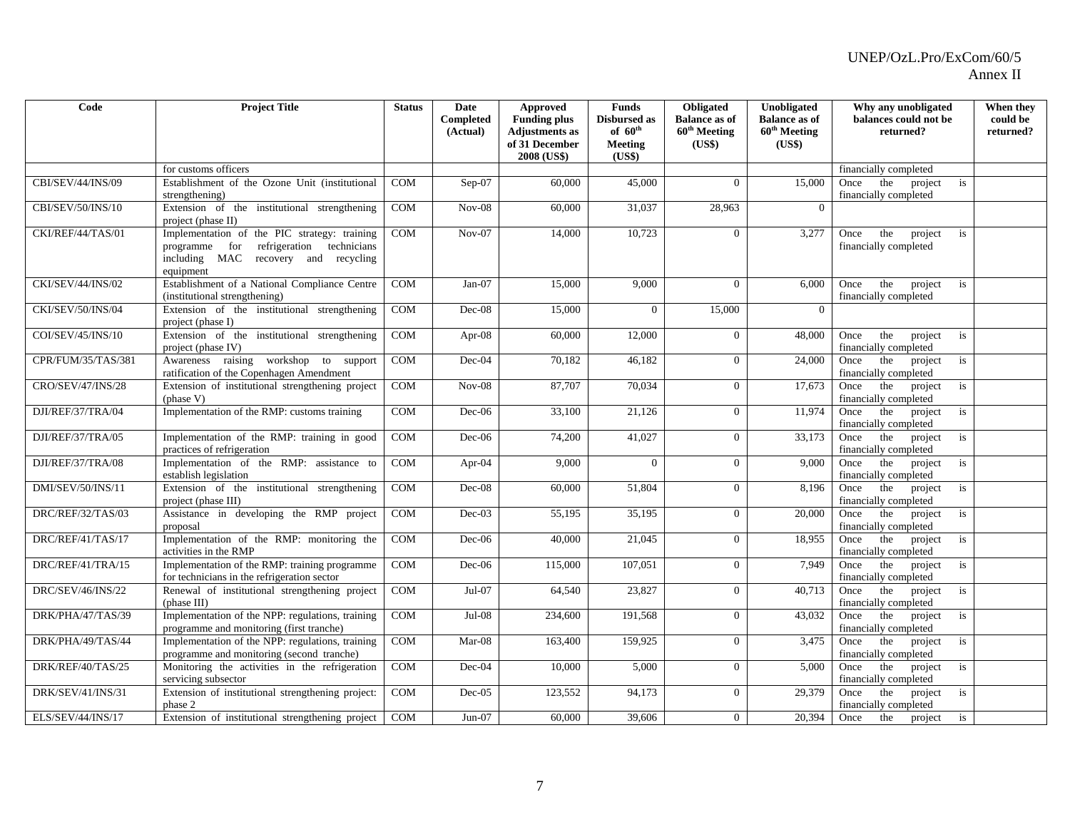| Code | Project Title | Status | Date Completed (Actual) | Approved Funding plus Adjustments as of 31 December 2008 (US$) | Funds Disbursed as of 60th Meeting (US$) | Obligated Balance as of 60th Meeting (US$) | Unobligated Balance as of 60th Meeting (US$) | Why any unobligated balances could not be returned? | When they could be returned? |
|---|---|---|---|---|---|---|---|---|---|
| | for customs officers | | | | | | | financially completed | |
| CBI/SEV/44/INS/09 | Establishment of the Ozone Unit (institutional strengthening) | COM | Sep-07 | 60,000 | 45,000 | 0 | 15,000 | Once the project is financially completed | |
| CBI/SEV/50/INS/10 | Extension of the institutional strengthening project (phase II) | COM | Nov-08 | 60,000 | 31,037 | 28,963 | 0 | | |
| CKI/REF/44/TAS/01 | Implementation of the PIC strategy: training programme for refrigeration technicians including MAC recovery and recycling equipment | COM | Nov-07 | 14,000 | 10,723 | 0 | 3,277 | Once the project is financially completed | |
| CKI/SEV/44/INS/02 | Establishment of a National Compliance Centre (institutional strengthening) | COM | Jan-07 | 15,000 | 9,000 | 0 | 6,000 | Once the project is financially completed | |
| CKI/SEV/50/INS/04 | Extension of the institutional strengthening project (phase I) | COM | Dec-08 | 15,000 | 0 | 15,000 | 0 | | |
| COI/SEV/45/INS/10 | Extension of the institutional strengthening project (phase IV) | COM | Apr-08 | 60,000 | 12,000 | 0 | 48,000 | Once the project is financially completed | |
| CPR/FUM/35/TAS/381 | Awareness raising workshop to support ratification of the Copenhagen Amendment | COM | Dec-04 | 70,182 | 46,182 | 0 | 24,000 | Once the project is financially completed | |
| CRO/SEV/47/INS/28 | Extension of institutional strengthening project (phase V) | COM | Nov-08 | 87,707 | 70,034 | 0 | 17,673 | Once the project is financially completed | |
| DJI/REF/37/TRA/04 | Implementation of the RMP: customs training | COM | Dec-06 | 33,100 | 21,126 | 0 | 11,974 | Once the project is financially completed | |
| DJI/REF/37/TRA/05 | Implementation of the RMP: training in good practices of refrigeration | COM | Dec-06 | 74,200 | 41,027 | 0 | 33,173 | Once the project is financially completed | |
| DJI/REF/37/TRA/08 | Implementation of the RMP: assistance to establish legislation | COM | Apr-04 | 9,000 | 0 | 0 | 9,000 | Once the project is financially completed | |
| DMI/SEV/50/INS/11 | Extension of the institutional strengthening project (phase III) | COM | Dec-08 | 60,000 | 51,804 | 0 | 8,196 | Once the project is financially completed | |
| DRC/REF/32/TAS/03 | Assistance in developing the RMP project proposal | COM | Dec-03 | 55,195 | 35,195 | 0 | 20,000 | Once the project is financially completed | |
| DRC/REF/41/TAS/17 | Implementation of the RMP: monitoring the activities in the RMP | COM | Dec-06 | 40,000 | 21,045 | 0 | 18,955 | Once the project is financially completed | |
| DRC/REF/41/TRA/15 | Implementation of the RMP: training programme for technicians in the refrigeration sector | COM | Dec-06 | 115,000 | 107,051 | 0 | 7,949 | Once the project is financially completed | |
| DRC/SEV/46/INS/22 | Renewal of institutional strengthening project (phase III) | COM | Jul-07 | 64,540 | 23,827 | 0 | 40,713 | Once the project is financially completed | |
| DRK/PHA/47/TAS/39 | Implementation of the NPP: regulations, training programme and monitoring (first tranche) | COM | Jul-08 | 234,600 | 191,568 | 0 | 43,032 | Once the project is financially completed | |
| DRK/PHA/49/TAS/44 | Implementation of the NPP: regulations, training programme and monitoring (second tranche) | COM | Mar-08 | 163,400 | 159,925 | 0 | 3,475 | Once the project is financially completed | |
| DRK/REF/40/TAS/25 | Monitoring the activities in the refrigeration servicing subsector | COM | Dec-04 | 10,000 | 5,000 | 0 | 5,000 | Once the project is financially completed | |
| DRK/SEV/41/INS/31 | Extension of institutional strengthening project: phase 2 | COM | Dec-05 | 123,552 | 94,173 | 0 | 29,379 | Once the project is financially completed | |
| ELS/SEV/44/INS/17 | Extension of institutional strengthening project | COM | Jun-07 | 60,000 | 39,606 | 0 | 20,394 | Once the project is | |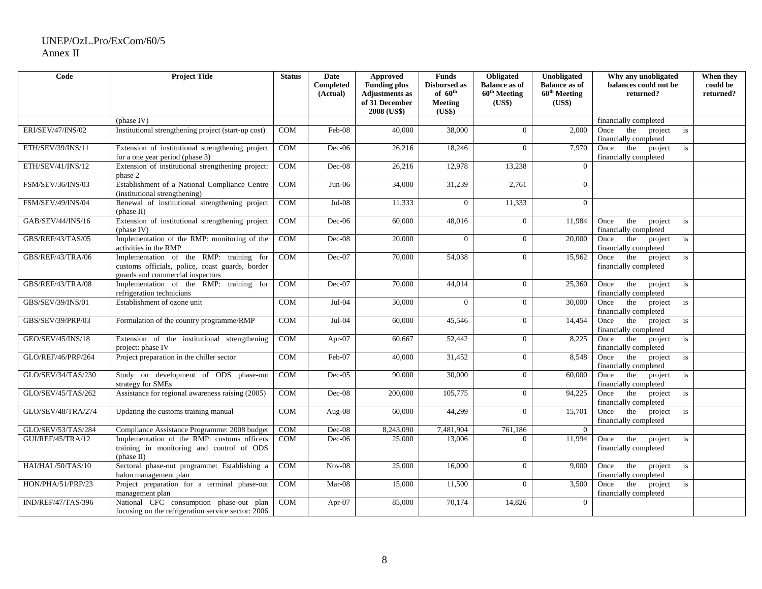| Code | Project Title | Status | Date Completed (Actual) | Approved Funding plus Adjustments as of 31 December 2008 (US$) | Funds Disbursed as of 60th Meeting (US$) | Obligated Balance as of 60th Meeting (US$) | Unobligated Balance as of 60th Meeting (US$) | Why any unobligated balances could not be returned? | When they could be returned? |
|---|---|---|---|---|---|---|---|---|---|
| | (phase IV) | | | | | | | financially completed | |
| ERI/SEV/47/INS/02 | Institutional strengthening project (start-up cost) | COM | Feb-08 | 40,000 | 38,000 | 0 | 2,000 | Once the project is financially completed | |
| ETH/SEV/39/INS/11 | Extension of institutional strengthening project for a one year period (phase 3) | COM | Dec-06 | 26,216 | 18,246 | 0 | 7,970 | Once the project is financially completed | |
| ETH/SEV/41/INS/12 | Extension of institutional strengthening project: phase 2 | COM | Dec-08 | 26,216 | 12,978 | 13,238 | 0 | | |
| FSM/SEV/36/INS/03 | Establishment of a National Compliance Centre (institutional strengthening) | COM | Jun-06 | 34,000 | 31,239 | 2,761 | 0 | | |
| FSM/SEV/49/INS/04 | Renewal of institutional strengthening project (phase II) | COM | Jul-08 | 11,333 | 0 | 11,333 | 0 | | |
| GAB/SEV/44/INS/16 | Extension of institutional strengthening project (phase IV) | COM | Dec-06 | 60,000 | 48,016 | 0 | 11,984 | Once the project is financially completed | |
| GBS/REF/43/TAS/05 | Implementation of the RMP: monitoring of the activities in the RMP | COM | Dec-08 | 20,000 | 0 | 0 | 20,000 | Once the project is financially completed | |
| GBS/REF/43/TRA/06 | Implementation of the RMP: training for customs officials, police, coast guards, border guards and commercial inspectors | COM | Dec-07 | 70,000 | 54,038 | 0 | 15,962 | Once the project is financially completed | |
| GBS/REF/43/TRA/08 | Implementation of the RMP: training for refrigeration technicians | COM | Dec-07 | 70,000 | 44,014 | 0 | 25,360 | Once the project is financially completed | |
| GBS/SEV/39/INS/01 | Establishment of ozone unit | COM | Jul-04 | 30,000 | 0 | 0 | 30,000 | Once the project is financially completed | |
| GBS/SEV/39/PRP/03 | Formulation of the country programme/RMP | COM | Jul-04 | 60,000 | 45,546 | 0 | 14,454 | Once the project is financially completed | |
| GEO/SEV/45/INS/18 | Extension of the institutional strengthening project: phase IV | COM | Apr-07 | 60,667 | 52,442 | 0 | 8,225 | Once the project is financially completed | |
| GLO/REF/46/PRP/264 | Project preparation in the chiller sector | COM | Feb-07 | 40,000 | 31,452 | 0 | 8,548 | Once the project is financially completed | |
| GLO/SEV/34/TAS/230 | Study on development of ODS phase-out strategy for SMEs | COM | Dec-05 | 90,000 | 30,000 | 0 | 60,000 | Once the project is financially completed | |
| GLO/SEV/45/TAS/262 | Assistance for regional awareness raising (2005) | COM | Dec-08 | 200,000 | 105,775 | 0 | 94,225 | Once the project is financially completed | |
| GLO/SEV/48/TRA/274 | Updating the customs training manual | COM | Aug-08 | 60,000 | 44,299 | 0 | 15,701 | Once the project is financially completed | |
| GLO/SEV/53/TAS/284 | Compliance Assistance Programme: 2008 budget | COM | Dec-08 | 8,243,090 | 7,481,904 | 761,186 | 0 | | |
| GUI/REF/45/TRA/12 | Implementation of the RMP: customs officers training in monitoring and control of ODS (phase II) | COM | Dec-06 | 25,000 | 13,006 | 0 | 11,994 | Once the project is financially completed | |
| HAI/HAL/50/TAS/10 | Sectoral phase-out programme: Establishing a halon management plan | COM | Nov-08 | 25,000 | 16,000 | 0 | 9,000 | Once the project is financially completed | |
| HON/PHA/51/PRP/23 | Project preparation for a terminal phase-out management plan | COM | Mar-08 | 15,000 | 11,500 | 0 | 3,500 | Once the project is financially completed | |
| IND/REF/47/TAS/396 | National CFC consumption phase-out plan focusing on the refrigeration service sector: 2006 | COM | Apr-07 | 85,000 | 70,174 | 14,826 | 0 | | |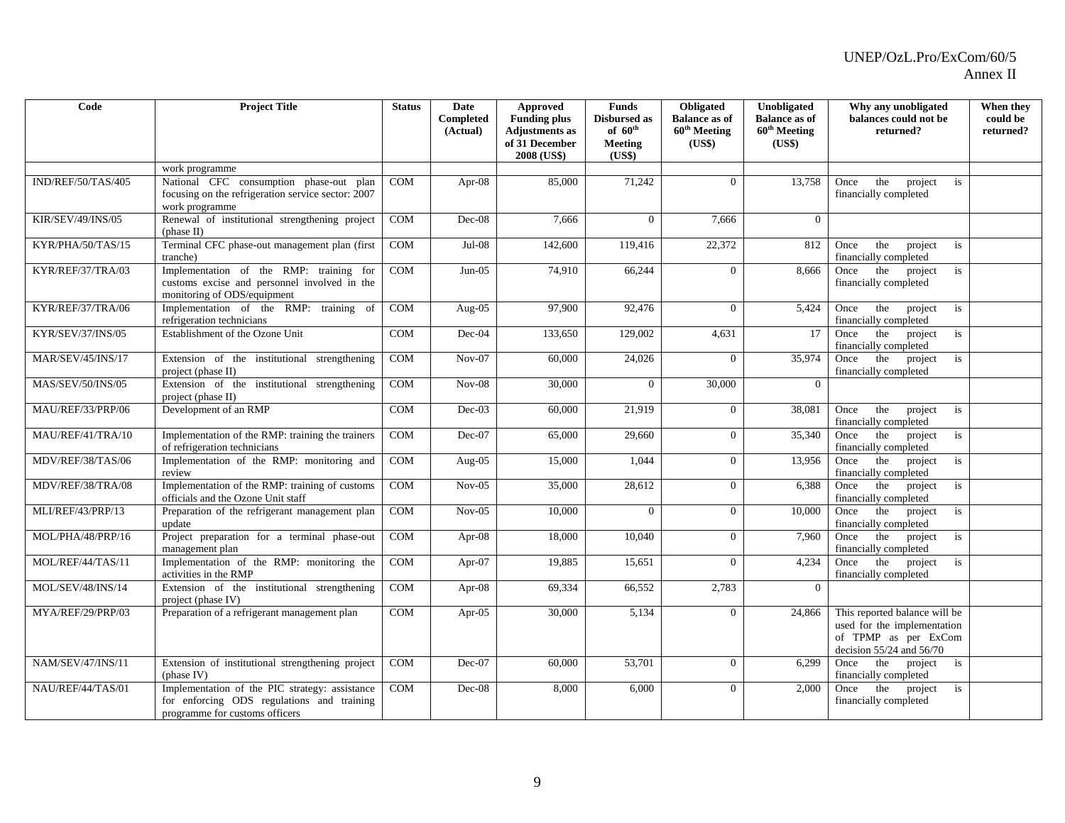| Code | Project Title | Status | Date Completed (Actual) | Approved Funding plus Adjustments as of 31 December 2008 (US$) | Funds Disbursed as of 60th Meeting (US$) | Obligated Balance as of 60th Meeting (US$) | Unobligated Balance as of 60th Meeting (US$) | Why any unobligated balances could not be returned? | When they could be returned? |
|---|---|---|---|---|---|---|---|---|---|
| | work programme | | | | | | | | |
| IND/REF/50/TAS/405 | National CFC consumption phase-out plan focusing on the refrigeration service sector: 2007 work programme | COM | Apr-08 | 85,000 | 71,242 | 0 | 13,758 | Once the project is financially completed | |
| KIR/SEV/49/INS/05 | Renewal of institutional strengthening project (phase II) | COM | Dec-08 | 7,666 | 0 | 7,666 | 0 | | |
| KYR/PHA/50/TAS/15 | Terminal CFC phase-out management plan (first tranche) | COM | Jul-08 | 142,600 | 119,416 | 22,372 | 812 | Once the project is financially completed | |
| KYR/REF/37/TRA/03 | Implementation of the RMP: training for customs excise and personnel involved in the monitoring of ODS/equipment | COM | Jun-05 | 74,910 | 66,244 | 0 | 8,666 | Once the project is financially completed | |
| KYR/REF/37/TRA/06 | Implementation of the RMP: training of refrigeration technicians | COM | Aug-05 | 97,900 | 92,476 | 0 | 5,424 | Once the project is financially completed | |
| KYR/SEV/37/INS/05 | Establishment of the Ozone Unit | COM | Dec-04 | 133,650 | 129,002 | 4,631 | 17 | Once the project is financially completed | |
| MAR/SEV/45/INS/17 | Extension of the institutional strengthening project (phase II) | COM | Nov-07 | 60,000 | 24,026 | 0 | 35,974 | Once the project is financially completed | |
| MAS/SEV/50/INS/05 | Extension of the institutional strengthening project (phase II) | COM | Nov-08 | 30,000 | 0 | 30,000 | 0 | | |
| MAU/REF/33/PRP/06 | Development of an RMP | COM | Dec-03 | 60,000 | 21,919 | 0 | 38,081 | Once the project is financially completed | |
| MAU/REF/41/TRA/10 | Implementation of the RMP: training the trainers of refrigeration technicians | COM | Dec-07 | 65,000 | 29,660 | 0 | 35,340 | Once the project is financially completed | |
| MDV/REF/38/TAS/06 | Implementation of the RMP: monitoring and review | COM | Aug-05 | 15,000 | 1,044 | 0 | 13,956 | Once the project is financially completed | |
| MDV/REF/38/TRA/08 | Implementation of the RMP: training of customs officials and the Ozone Unit staff | COM | Nov-05 | 35,000 | 28,612 | 0 | 6,388 | Once the project is financially completed | |
| MLI/REF/43/PRP/13 | Preparation of the refrigerant management plan update | COM | Nov-05 | 10,000 | 0 | 0 | 10,000 | Once the project is financially completed | |
| MOL/PHA/48/PRP/16 | Project preparation for a terminal phase-out management plan | COM | Apr-08 | 18,000 | 10,040 | 0 | 7,960 | Once the project is financially completed | |
| MOL/REF/44/TAS/11 | Implementation of the RMP: monitoring the activities in the RMP | COM | Apr-07 | 19,885 | 15,651 | 0 | 4,234 | Once the project is financially completed | |
| MOL/SEV/48/INS/14 | Extension of the institutional strengthening project (phase IV) | COM | Apr-08 | 69,334 | 66,552 | 2,783 | 0 | | |
| MYA/REF/29/PRP/03 | Preparation of a refrigerant management plan | COM | Apr-05 | 30,000 | 5,134 | 0 | 24,866 | This reported balance will be used for the implementation of TPMP as per ExCom decision 55/24 and 56/70 | |
| NAM/SEV/47/INS/11 | Extension of institutional strengthening project (phase IV) | COM | Dec-07 | 60,000 | 53,701 | 0 | 6,299 | Once the project is financially completed | |
| NAU/REF/44/TAS/01 | Implementation of the PIC strategy: assistance for enforcing ODS regulations and training programme for customs officers | COM | Dec-08 | 8,000 | 6,000 | 0 | 2,000 | Once the project is financially completed | |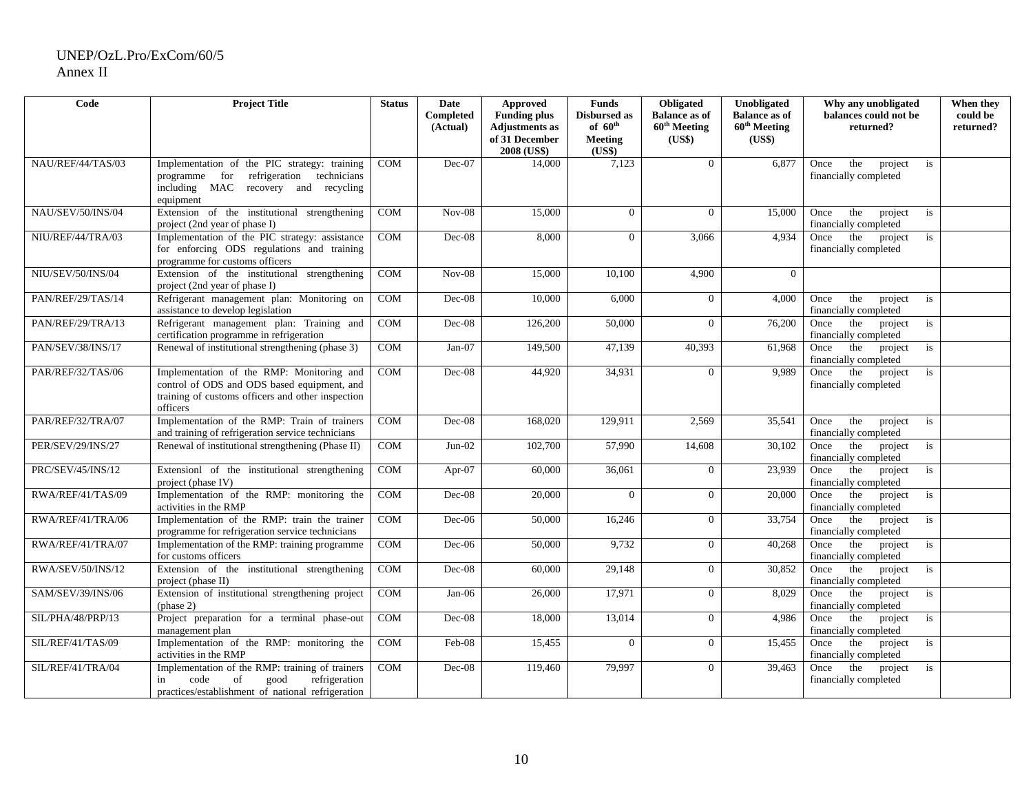| Code | Project Title | Status | Date Completed (Actual) | Approved Funding plus Adjustments as of 31 December 2008 (US$) | Funds Disbursed as of 60th Meeting (US$) | Obligated Balance as of 60th Meeting (US$) | Unobligated Balance as of 60th Meeting (US$) | Why any unobligated balances could not be returned? | When they could be returned? |
|---|---|---|---|---|---|---|---|---|---|
| NAU/REF/44/TAS/03 | Implementation of the PIC strategy: training programme for refrigeration technicians including MAC recovery and recycling equipment | COM | Dec-07 | 14,000 | 7,123 | 0 | 6,877 | Once the project is financially completed | |
| NAU/SEV/50/INS/04 | Extension of the institutional strengthening project (2nd year of phase I) | COM | Nov-08 | 15,000 | 0 | 0 | 15,000 | Once the project is financially completed | |
| NIU/REF/44/TRA/03 | Implementation of the PIC strategy: assistance for enforcing ODS regulations and training programme for customs officers | COM | Dec-08 | 8,000 | 0 | 3,066 | 4,934 | Once the project is financially completed | |
| NIU/SEV/50/INS/04 | Extension of the institutional strengthening project (2nd year of phase I) | COM | Nov-08 | 15,000 | 10,100 | 4,900 | 0 | | |
| PAN/REF/29/TAS/14 | Refrigerant management plan: Monitoring on assistance to develop legislation | COM | Dec-08 | 10,000 | 6,000 | 0 | 4,000 | Once the project is financially completed | |
| PAN/REF/29/TRA/13 | Refrigerant management plan: Training and certification programme in refrigeration | COM | Dec-08 | 126,200 | 50,000 | 0 | 76,200 | Once the project is financially completed | |
| PAN/SEV/38/INS/17 | Renewal of institutional strengthening (phase 3) | COM | Jan-07 | 149,500 | 47,139 | 40,393 | 61,968 | Once the project is financially completed | |
| PAR/REF/32/TAS/06 | Implementation of the RMP: Monitoring and control of ODS and ODS based equipment, and training of customs officers and other inspection officers | COM | Dec-08 | 44,920 | 34,931 | 0 | 9,989 | Once the project is financially completed | |
| PAR/REF/32/TRA/07 | Implementation of the RMP: Train of trainers and training of refrigeration service technicians | COM | Dec-08 | 168,020 | 129,911 | 2,569 | 35,541 | Once the project is financially completed | |
| PER/SEV/29/INS/27 | Renewal of institutional strengthening (Phase II) | COM | Jun-02 | 102,700 | 57,990 | 14,608 | 30,102 | Once the project is financially completed | |
| PRC/SEV/45/INS/12 | Extensionl of the institutional strengthening project (phase IV) | COM | Apr-07 | 60,000 | 36,061 | 0 | 23,939 | Once the project is financially completed | |
| RWA/REF/41/TAS/09 | Implementation of the RMP: monitoring the activities in the RMP | COM | Dec-08 | 20,000 | 0 | 0 | 20,000 | Once the project is financially completed | |
| RWA/REF/41/TRA/06 | Implementation of the RMP: train the trainer programme for refrigeration service technicians | COM | Dec-06 | 50,000 | 16,246 | 0 | 33,754 | Once the project is financially completed | |
| RWA/REF/41/TRA/07 | Implementation of the RMP: training programme for customs officers | COM | Dec-06 | 50,000 | 9,732 | 0 | 40,268 | Once the project is financially completed | |
| RWA/SEV/50/INS/12 | Extension of the institutional strengthening project (phase II) | COM | Dec-08 | 60,000 | 29,148 | 0 | 30,852 | Once the project is financially completed | |
| SAM/SEV/39/INS/06 | Extension of institutional strengthening project (phase 2) | COM | Jan-06 | 26,000 | 17,971 | 0 | 8,029 | Once the project is financially completed | |
| SIL/PHA/48/PRP/13 | Project preparation for a terminal phase-out management plan | COM | Dec-08 | 18,000 | 13,014 | 0 | 4,986 | Once the project is financially completed | |
| SIL/REF/41/TAS/09 | Implementation of the RMP: monitoring the activities in the RMP | COM | Feb-08 | 15,455 | 0 | 0 | 15,455 | Once the project is financially completed | |
| SIL/REF/41/TRA/04 | Implementation of the RMP: training of trainers in code of good refrigeration practices/establishment of national refrigeration | COM | Dec-08 | 119,460 | 79,997 | 0 | 39,463 | Once the project is financially completed | |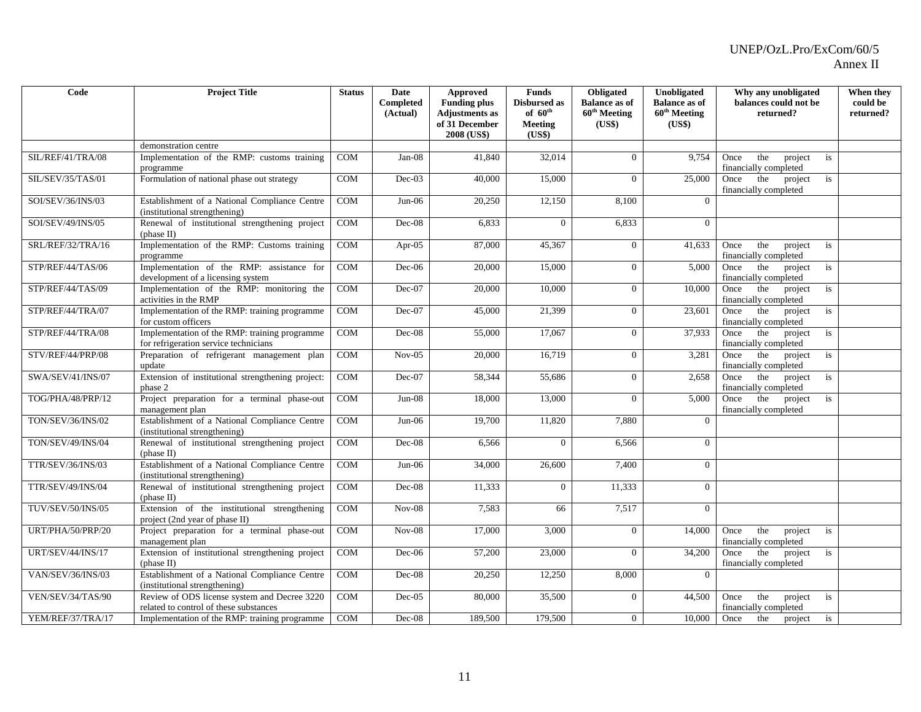| Code | Project Title | Status | Date Completed (Actual) | Approved Funding plus Adjustments as of 31 December 2008 (US$) | Funds Disbursed as of 60th Meeting (US$) | Obligated Balance as of 60th Meeting (US$) | Unobligated Balance as of 60th Meeting (US$) | Why any unobligated balances could not be returned? | When they could be returned? |
|---|---|---|---|---|---|---|---|---|---|
| | demonstration centre | | | | | | | | |
| SIL/REF/41/TRA/08 | Implementation of the RMP: customs training programme | COM | Jan-08 | 41,840 | 32,014 | 0 | 9,754 | Once the project is financially completed | |
| SIL/SEV/35/TAS/01 | Formulation of national phase out strategy | COM | Dec-03 | 40,000 | 15,000 | 0 | 25,000 | Once the project is financially completed | |
| SOI/SEV/36/INS/03 | Establishment of a National Compliance Centre (institutional strengthening) | COM | Jun-06 | 20,250 | 12,150 | 8,100 | 0 | | |
| SOI/SEV/49/INS/05 | Renewal of institutional strengthening project (phase II) | COM | Dec-08 | 6,833 | 0 | 6,833 | 0 | | |
| SRL/REF/32/TRA/16 | Implementation of the RMP: Customs training programme | COM | Apr-05 | 87,000 | 45,367 | 0 | 41,633 | Once the project is financially completed | |
| STP/REF/44/TAS/06 | Implementation of the RMP: assistance for development of a licensing system | COM | Dec-06 | 20,000 | 15,000 | 0 | 5,000 | Once the project is financially completed | |
| STP/REF/44/TAS/09 | Implementation of the RMP: monitoring the activities in the RMP | COM | Dec-07 | 20,000 | 10,000 | 0 | 10,000 | Once the project is financially completed | |
| STP/REF/44/TRA/07 | Implementation of the RMP: training programme for custom officers | COM | Dec-07 | 45,000 | 21,399 | 0 | 23,601 | Once the project is financially completed | |
| STP/REF/44/TRA/08 | Implementation of the RMP: training programme for refrigeration service technicians | COM | Dec-08 | 55,000 | 17,067 | 0 | 37,933 | Once the project is financially completed | |
| STV/REF/44/PRP/08 | Preparation of refrigerant management plan update | COM | Nov-05 | 20,000 | 16,719 | 0 | 3,281 | Once the project is financially completed | |
| SWA/SEV/41/INS/07 | Extension of institutional strengthening project: phase 2 | COM | Dec-07 | 58,344 | 55,686 | 0 | 2,658 | Once the project is financially completed | |
| TOG/PHA/48/PRP/12 | Project preparation for a terminal phase-out management plan | COM | Jun-08 | 18,000 | 13,000 | 0 | 5,000 | Once the project is financially completed | |
| TON/SEV/36/INS/02 | Establishment of a National Compliance Centre (institutional strengthening) | COM | Jun-06 | 19,700 | 11,820 | 7,880 | 0 | | |
| TON/SEV/49/INS/04 | Renewal of institutional strengthening project (phase II) | COM | Dec-08 | 6,566 | 0 | 6,566 | 0 | | |
| TTR/SEV/36/INS/03 | Establishment of a National Compliance Centre (institutional strengthening) | COM | Jun-06 | 34,000 | 26,600 | 7,400 | 0 | | |
| TTR/SEV/49/INS/04 | Renewal of institutional strengthening project (phase II) | COM | Dec-08 | 11,333 | 0 | 11,333 | 0 | | |
| TUV/SEV/50/INS/05 | Extension of the institutional strengthening project (2nd year of phase II) | COM | Nov-08 | 7,583 | 66 | 7,517 | 0 | | |
| URT/PHA/50/PRP/20 | Project preparation for a terminal phase-out management plan | COM | Nov-08 | 17,000 | 3,000 | 0 | 14,000 | Once the project is financially completed | |
| URT/SEV/44/INS/17 | Extension of institutional strengthening project (phase II) | COM | Dec-06 | 57,200 | 23,000 | 0 | 34,200 | Once the project is financially completed | |
| VAN/SEV/36/INS/03 | Establishment of a National Compliance Centre (institutional strengthening) | COM | Dec-08 | 20,250 | 12,250 | 8,000 | 0 | | |
| VEN/SEV/34/TAS/90 | Review of ODS license system and Decree 3220 related to control of these substances | COM | Dec-05 | 80,000 | 35,500 | 0 | 44,500 | Once the project is financially completed | |
| YEM/REF/37/TRA/17 | Implementation of the RMP: training programme | COM | Dec-08 | 189,500 | 179,500 | 0 | 10,000 | Once the project is | |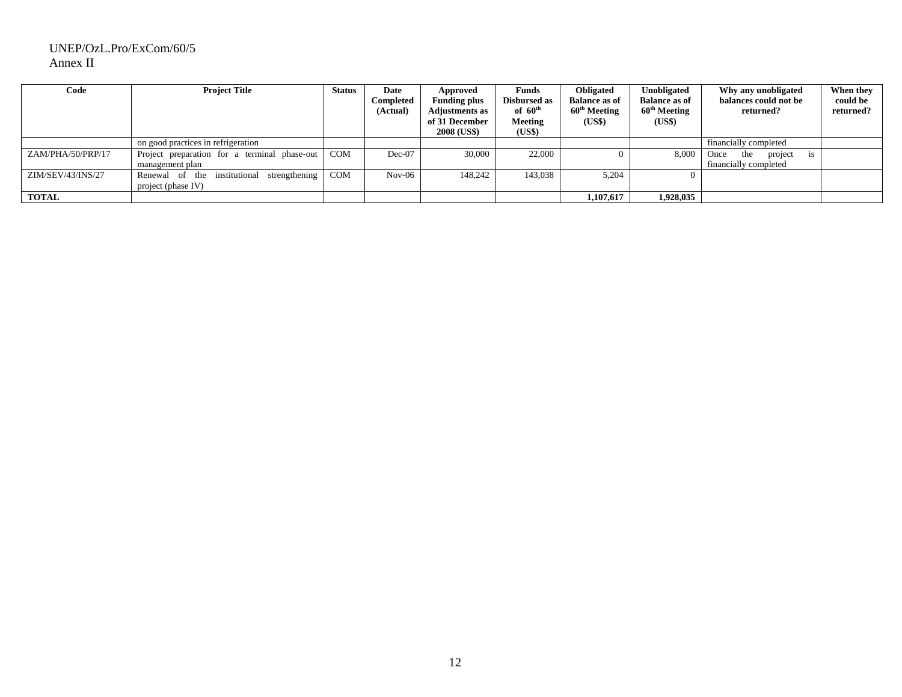| Code | Project Title | Status | Date Completed (Actual) | Approved Funding plus Adjustments as of 31 December 2008 (US$) | Funds Disbursed as of 60[th] Meeting (US$) | Obligated Balance as of 60[th] Meeting (US$) | Unobligated Balance as of 60[th] Meeting (US$) | Why any unobligated balances could not be returned? | When they could be returned? |
|---|---|---|---|---|---|---|---|---|---|
| | on good practices in refrigeration | | | | | | | financially completed | |
| ZAM/PHA/50/PRP/17 | Project preparation for a terminal phase-out management plan | COM | Dec-07 | 30,000 | 22,000 | 0 | 8,000 | Once the project is financially completed | |
| ZIM/SEV/43/INS/27 | Renewal of the institutional strengthening project (phase IV) | COM | Nov-06 | 148,242 | 143,038 | 5,204 | 0 | | |
| **TOTAL** | | | | | | **1,107,617** | **1,928,035** | | |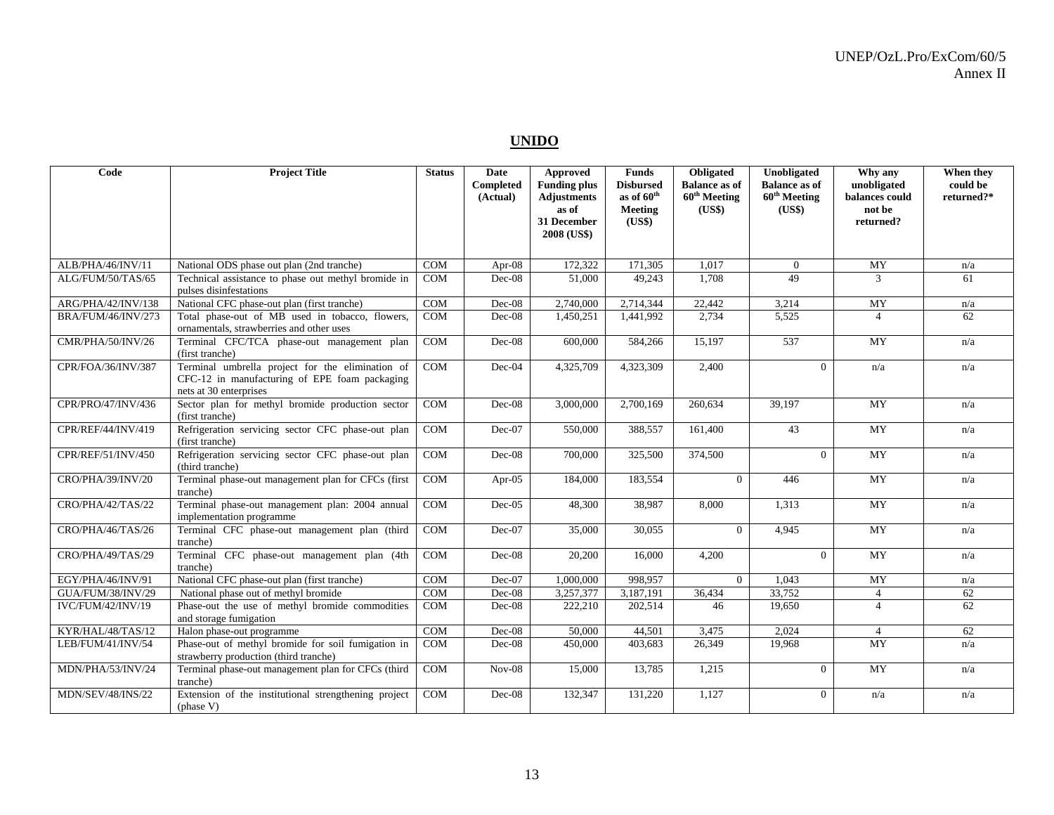## UNIDO

| Code | Project Title | Status | Date Completed (Actual) | Approved Funding plus Adjustments as of 31 December 2008 (US$) | Funds Disbursed as of 60th Meeting (US$) | Obligated Balance as of 60th Meeting (US$) | Unobligated Balance as of 60th Meeting (US$) | Why any unobligated balances could not be returned? | When they could be returned?* |
|---|---|---|---|---|---|---|---|---|---|
| ALB/PHA/46/INV/11 | National ODS phase out plan (2nd tranche) | COM | Apr-08 | 172,322 | 171,305 | 1,017 | 0 | MY | n/a |
| ALG/FUM/50/TAS/65 | Technical assistance to phase out methyl bromide in pulses disinfestations | COM | Dec-08 | 51,000 | 49,243 | 1,708 | 49 | 3 | 61 |
| ARG/PHA/42/INV/138 | National CFC phase-out plan (first tranche) | COM | Dec-08 | 2,740,000 | 2,714,344 | 22,442 | 3,214 | MY | n/a |
| BRA/FUM/46/INV/273 | Total phase-out of MB used in tobacco, flowers, ornamentals, strawberries and other uses | COM | Dec-08 | 1,450,251 | 1,441,992 | 2,734 | 5,525 | 4 | 62 |
| CMR/PHA/50/INV/26 | Terminal CFC/TCA phase-out management plan (first tranche) | COM | Dec-08 | 600,000 | 584,266 | 15,197 | 537 | MY | n/a |
| CPR/FOA/36/INV/387 | Terminal umbrella project for the elimination of CFC-12 in manufacturing of EPE foam packaging nets at 30 enterprises | COM | Dec-04 | 4,325,709 | 4,323,309 | 2,400 | 0 | n/a | n/a |
| CPR/PRO/47/INV/436 | Sector plan for methyl bromide production sector (first tranche) | COM | Dec-08 | 3,000,000 | 2,700,169 | 260,634 | 39,197 | MY | n/a |
| CPR/REF/44/INV/419 | Refrigeration servicing sector CFC phase-out plan (first tranche) | COM | Dec-07 | 550,000 | 388,557 | 161,400 | 43 | MY | n/a |
| CPR/REF/51/INV/450 | Refrigeration servicing sector CFC phase-out plan (third tranche) | COM | Dec-08 | 700,000 | 325,500 | 374,500 | 0 | MY | n/a |
| CRO/PHA/39/INV/20 | Terminal phase-out management plan for CFCs (first tranche) | COM | Apr-05 | 184,000 | 183,554 | 0 | 446 | MY | n/a |
| CRO/PHA/42/TAS/22 | Terminal phase-out management plan: 2004 annual implementation programme | COM | Dec-05 | 48,300 | 38,987 | 8,000 | 1,313 | MY | n/a |
| CRO/PHA/46/TAS/26 | Terminal CFC phase-out management plan (third tranche) | COM | Dec-07 | 35,000 | 30,055 | 0 | 4,945 | MY | n/a |
| CRO/PHA/49/TAS/29 | Terminal CFC phase-out management plan (4th tranche) | COM | Dec-08 | 20,200 | 16,000 | 4,200 | 0 | MY | n/a |
| EGY/PHA/46/INV/91 | National CFC phase-out plan (first tranche) | COM | Dec-07 | 1,000,000 | 998,957 | 0 | 1,043 | MY | n/a |
| GUA/FUM/38/INV/29 | National phase out of methyl bromide | COM | Dec-08 | 3,257,377 | 3,187,191 | 36,434 | 33,752 | 4 | 62 |
| IVC/FUM/42/INV/19 | Phase-out the use of methyl bromide commodities and storage fumigation | COM | Dec-08 | 222,210 | 202,514 | 46 | 19,650 | 4 | 62 |
| KYR/HAL/48/TAS/12 | Halon phase-out programme | COM | Dec-08 | 50,000 | 44,501 | 3,475 | 2,024 | 4 | 62 |
| LEB/FUM/41/INV/54 | Phase-out of methyl bromide for soil fumigation in strawberry production (third tranche) | COM | Dec-08 | 450,000 | 403,683 | 26,349 | 19,968 | MY | n/a |
| MDN/PHA/53/INV/24 | Terminal phase-out management plan for CFCs (third tranche) | COM | Nov-08 | 15,000 | 13,785 | 1,215 | 0 | MY | n/a |
| MDN/SEV/48/INS/22 | Extension of the institutional strengthening project (phase V) | COM | Dec-08 | 132,347 | 131,220 | 1,127 | 0 | n/a | n/a |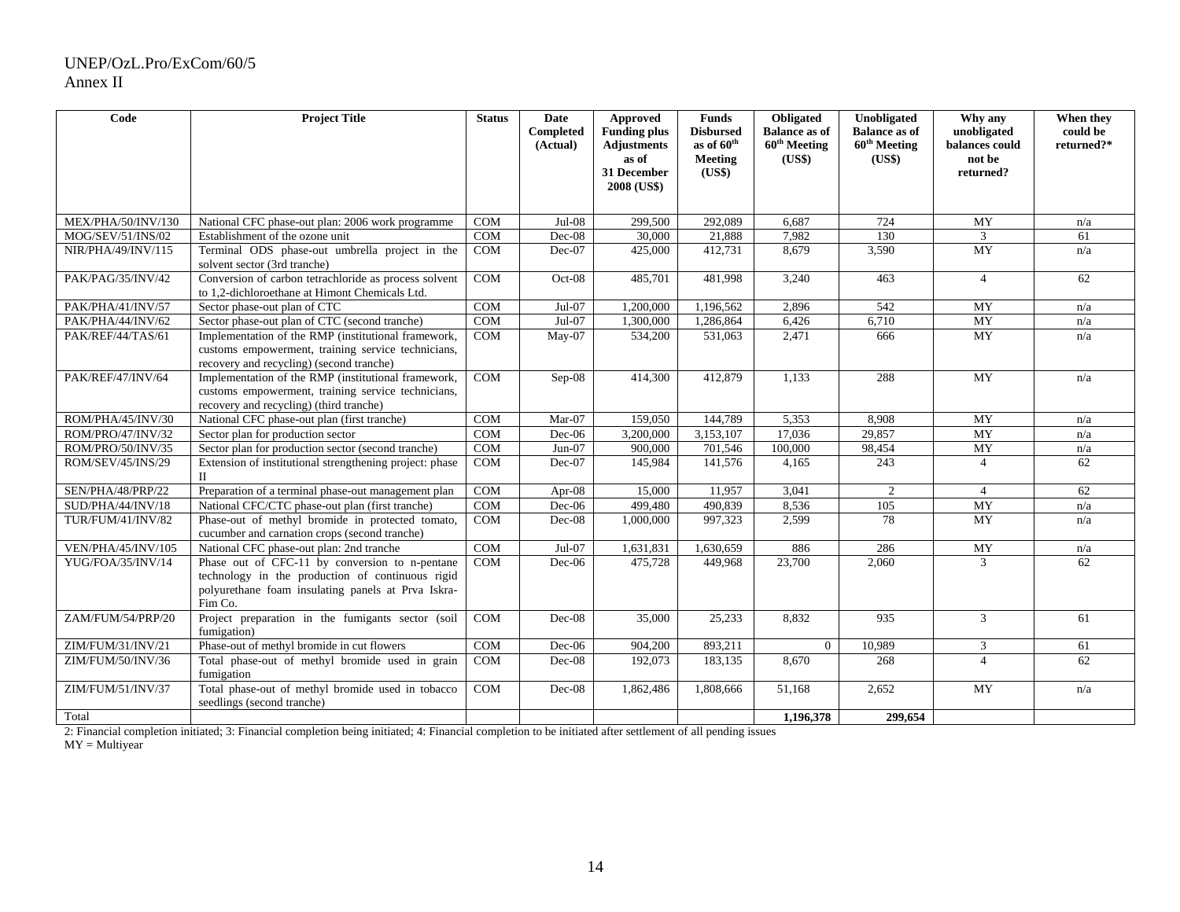| Code | Project Title | Status | Date Completed (Actual) | Approved Funding plus Adjustments as of 31 December 2008 (US$) | Funds Disbursed as of 60th Meeting (US$) | Obligated Balance as of 60th Meeting (US$) | Unobligated Balance as of 60th Meeting (US$) | Why any unobligated balances could not be returned? | When they could be returned?* |
|---|---|---|---|---|---|---|---|---|---|
| MEX/PHA/50/INV/130 | National CFC phase-out plan: 2006 work programme | COM | Jul-08 | 299,500 | 292,089 | 6,687 | 724 | MY | n/a |
| MOG/SEV/51/INS/02 | Establishment of the ozone unit | COM | Dec-08 | 30,000 | 21,888 | 7,982 | 130 | 3 | 61 |
| NIR/PHA/49/INV/115 | Terminal ODS phase-out umbrella project in the solvent sector (3rd tranche) | COM | Dec-07 | 425,000 | 412,731 | 8,679 | 3,590 | MY | n/a |
| PAK/PAG/35/INV/42 | Conversion of carbon tetrachloride as process solvent to 1,2-dichloroethane at Himont Chemicals Ltd. | COM | Oct-08 | 485,701 | 481,998 | 3,240 | 463 | 4 | 62 |
| PAK/PHA/41/INV/57 | Sector phase-out plan of CTC | COM | Jul-07 | 1,200,000 | 1,196,562 | 2,896 | 542 | MY | n/a |
| PAK/PHA/44/INV/62 | Sector phase-out plan of CTC (second tranche) | COM | Jul-07 | 1,300,000 | 1,286,864 | 6,426 | 6,710 | MY | n/a |
| PAK/REF/44/TAS/61 | Implementation of the RMP (institutional framework, customs empowerment, training service technicians, recovery and recycling) (second tranche) | COM | May-07 | 534,200 | 531,063 | 2,471 | 666 | MY | n/a |
| PAK/REF/47/INV/64 | Implementation of the RMP (institutional framework, customs empowerment, training service technicians, recovery and recycling) (third tranche) | COM | Sep-08 | 414,300 | 412,879 | 1,133 | 288 | MY | n/a |
| ROM/PHA/45/INV/30 | National CFC phase-out plan (first tranche) | COM | Mar-07 | 159,050 | 144,789 | 5,353 | 8,908 | MY | n/a |
| ROM/PRO/47/INV/32 | Sector plan for production sector | COM | Dec-06 | 3,200,000 | 3,153,107 | 17,036 | 29,857 | MY | n/a |
| ROM/PRO/50/INV/35 | Sector plan for production sector (second tranche) | COM | Jun-07 | 900,000 | 701,546 | 100,000 | 98,454 | MY | n/a |
| ROM/SEV/45/INS/29 | Extension of institutional strengthening project: phase II | COM | Dec-07 | 145,984 | 141,576 | 4,165 | 243 | 4 | 62 |
| SEN/PHA/48/PRP/22 | Preparation of a terminal phase-out management plan | COM | Apr-08 | 15,000 | 11,957 | 3,041 | 2 | 4 | 62 |
| SUD/PHA/44/INV/18 | National CFC/CTC phase-out plan (first tranche) | COM | Dec-06 | 499,480 | 490,839 | 8,536 | 105 | MY | n/a |
| TUR/FUM/41/INV/82 | Phase-out of methyl bromide in protected tomato, cucumber and carnation crops (second tranche) | COM | Dec-08 | 1,000,000 | 997,323 | 2,599 | 78 | MY | n/a |
| VEN/PHA/45/INV/105 | National CFC phase-out plan: 2nd tranche | COM | Jul-07 | 1,631,831 | 1,630,659 | 886 | 286 | MY | n/a |
| YUG/FOA/35/INV/14 | Phase out of CFC-11 by conversion to n-pentane technology in the production of continuous rigid polyurethane foam insulating panels at Prva Iskra-Fim Co. | COM | Dec-06 | 475,728 | 449,968 | 23,700 | 2,060 | 3 | 62 |
| ZAM/FUM/54/PRP/20 | Project preparation in the fumigants sector (soil fumigation) | COM | Dec-08 | 35,000 | 25,233 | 8,832 | 935 | 3 | 61 |
| ZIM/FUM/31/INV/21 | Phase-out of methyl bromide in cut flowers | COM | Dec-06 | 904,200 | 893,211 | 0 | 10,989 | 3 | 61 |
| ZIM/FUM/50/INV/36 | Total phase-out of methyl bromide used in grain fumigation | COM | Dec-08 | 192,073 | 183,135 | 8,670 | 268 | 4 | 62 |
| ZIM/FUM/51/INV/37 | Total phase-out of methyl bromide used in tobacco seedlings (second tranche) | COM | Dec-08 | 1,862,486 | 1,808,666 | 51,168 | 2,652 | MY | n/a |
| Total | | | | | | **1,196,378** | **299,654** | | |

2: Financial completion initiated; 3: Financial completion being initiated; 4: Financial completion to be initiated after settlement of all pending issues
MY = Multiyear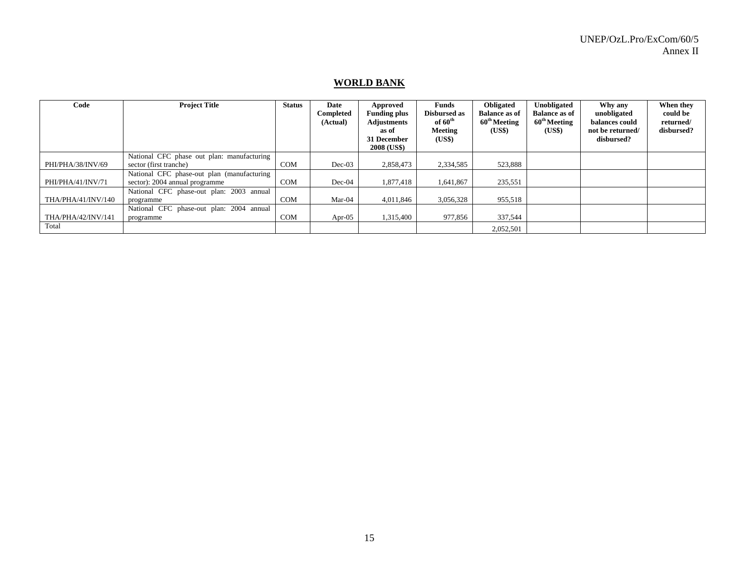## WORLD BANK

| Code | Project Title | Status | Date Completed (Actual) | Approved Funding plus Adjustments as of 31 December 2008 (US$) | Funds Disbursed as of 60th Meeting (US$) | Obligated Balance as of 60th Meeting (US$) | Unobligated Balance as of 60th Meeting (US$) | Why any unobligated balances could not be returned/ disbursed? | When they could be returned/ disbursed? |
|---|---|---|---|---|---|---|---|---|---|
| PHI/PHA/38/INV/69 | National CFC phase out plan: manufacturing sector (first tranche) | COM | Dec-03 | 2,858,473 | 2,334,585 | 523,888 | | | |
| PHI/PHA/41/INV/71 | National CFC phase-out plan (manufacturing sector): 2004 annual programme | COM | Dec-04 | 1,877,418 | 1,641,867 | 235,551 | | | |
| THA/PHA/41/INV/140 | National CFC phase-out plan: 2003 annual programme | COM | Mar-04 | 4,011,846 | 3,056,328 | 955,518 | | | |
| THA/PHA/42/INV/141 | National CFC phase-out plan: 2004 annual programme | COM | Apr-05 | 1,315,400 | 977,856 | 337,544 | | | |
| Total | | | | | | 2,052,501 | | | |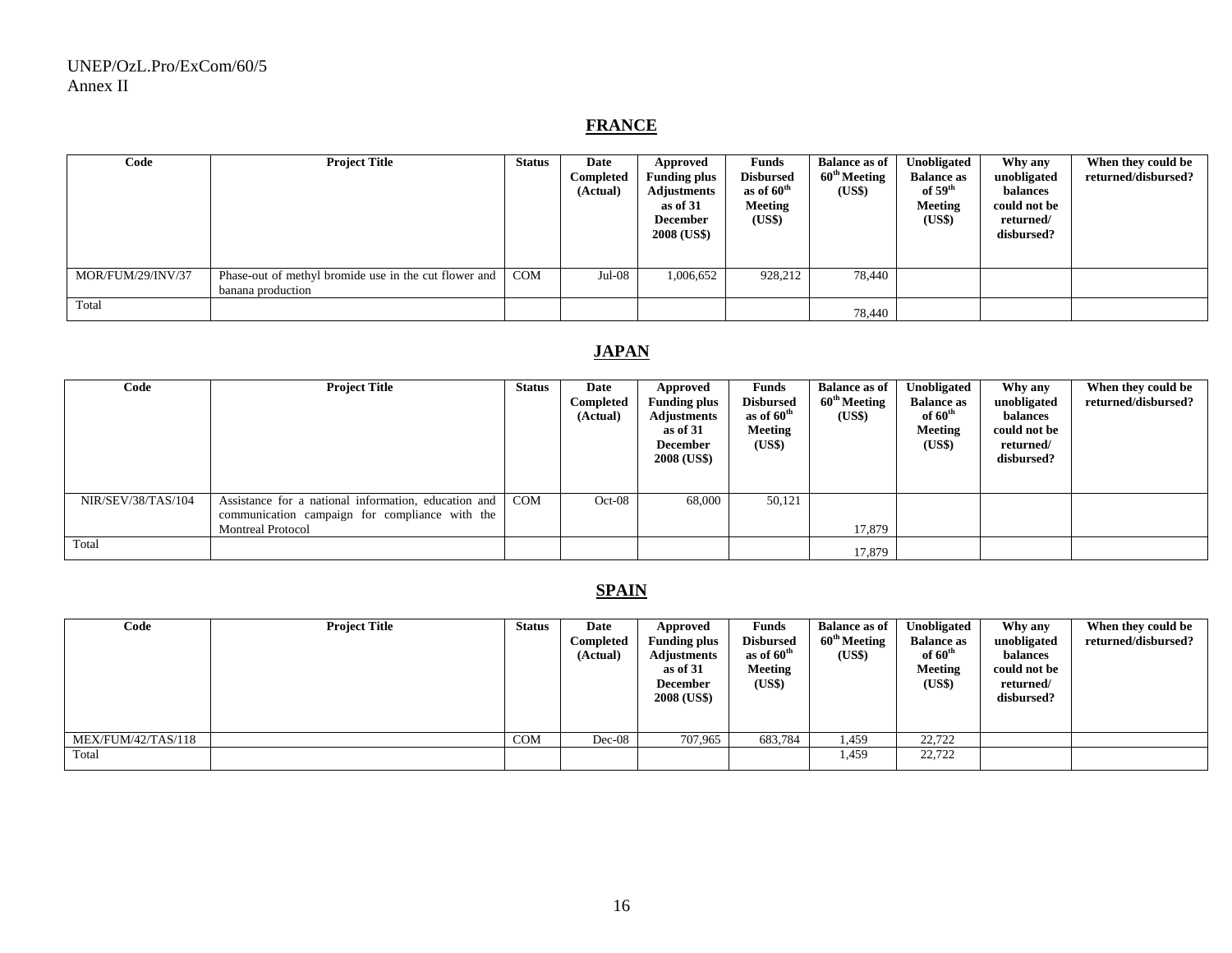## FRANCE

| Code | Project Title | Status | Date Completed (Actual) | Approved Funding plus Adjustments as of 31 December 2008 (US$) | Funds Disbursed as of 60th Meeting (US$) | Balance as of 60th Meeting (US$) | Unobligated Balance as of 59th Meeting (US$) | Why any unobligated balances could not be returned/ disbursed? | When they could be returned/disbursed? |
|---|---|---|---|---|---|---|---|---|---|
| MOR/FUM/29/INV/37 | Phase-out of methyl bromide use in the cut flower and banana production | COM | Jul-08 | 1,006,652 | 928,212 | 78,440 | | | |
| Total | | | | | | 78,440 | | | |

## JAPAN

| Code | Project Title | Status | Date Completed (Actual) | Approved Funding plus Adjustments as of 31 December 2008 (US$) | Funds Disbursed as of 60th Meeting (US$) | Balance as of 60th Meeting (US$) | Unobligated Balance as of 60th Meeting (US$) | Why any unobligated balances could not be returned/ disbursed? | When they could be returned/disbursed? |
|---|---|---|---|---|---|---|---|---|---|
| NIR/SEV/38/TAS/104 | Assistance for a national information, education and communication campaign for compliance with the Montreal Protocol | COM | Oct-08 | 68,000 | 50,121 | 17,879 | | | |
| Total | | | | | | 17,879 | | | |

## SPAIN

| Code | Project Title | Status | Date Completed (Actual) | Approved Funding plus Adjustments as of 31 December 2008 (US$) | Funds Disbursed as of 60th Meeting (US$) | Balance as of 60th Meeting (US$) | Unobligated Balance as of 60th Meeting (US$) | Why any unobligated balances could not be returned/ disbursed? | When they could be returned/disbursed? |
|---|---|---|---|---|---|---|---|---|---|
| MEX/FUM/42/TAS/118 | | COM | Dec-08 | 707,965 | 683,784 | 1,459 | 22,722 | | |
| Total | | | | | | 1,459 | 22,722 | | |